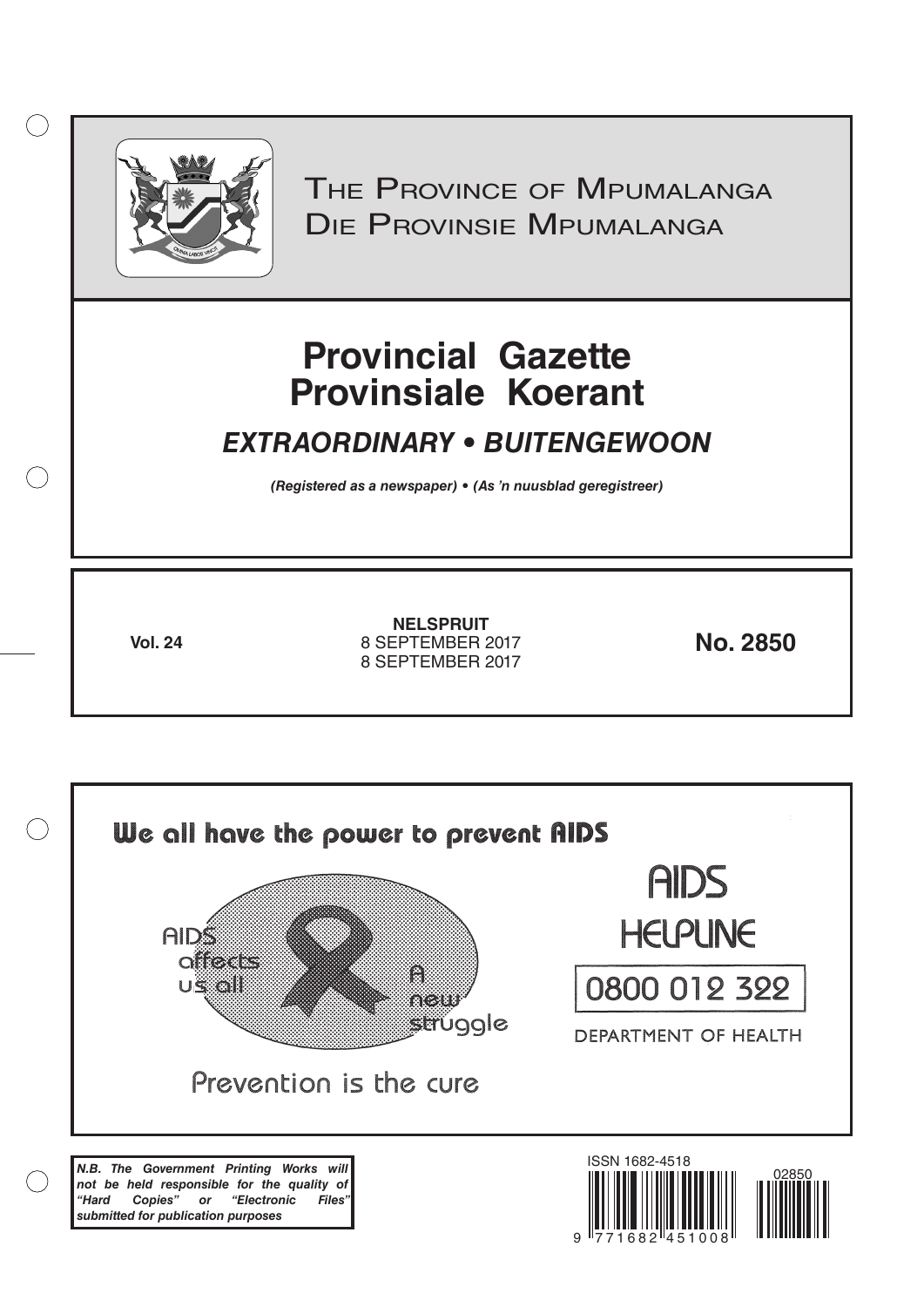THE PROVINCE OF MPUMALANGA
DIE PROVINSIE MPUMALANGA

# Provincial Gazette
# Provinsiale Koerant

## *EXTRAORDINARY • BUITENGEWOON*

***(Registered as a newspaper) • (As 'n nuusblad geregistreer)***

**Vol. 24**

**NELSPRUIT**
8 SEPTEMBER 2017
8 SEPTEMBER 2017

**No. 2850**

We all have the power to prevent AIDS

AIDS affects us all

A new struggle

Prevention is the cure

AIDS HELPLINE

0800 012 322

DEPARTMENT OF HEALTH

***N.B. The Government Printing Works will not be held responsible for the quality of "Hard Copies" or "Electronic Files" submitted for publication purposes***

ISSN 1682-4518

02850

9 771682 451008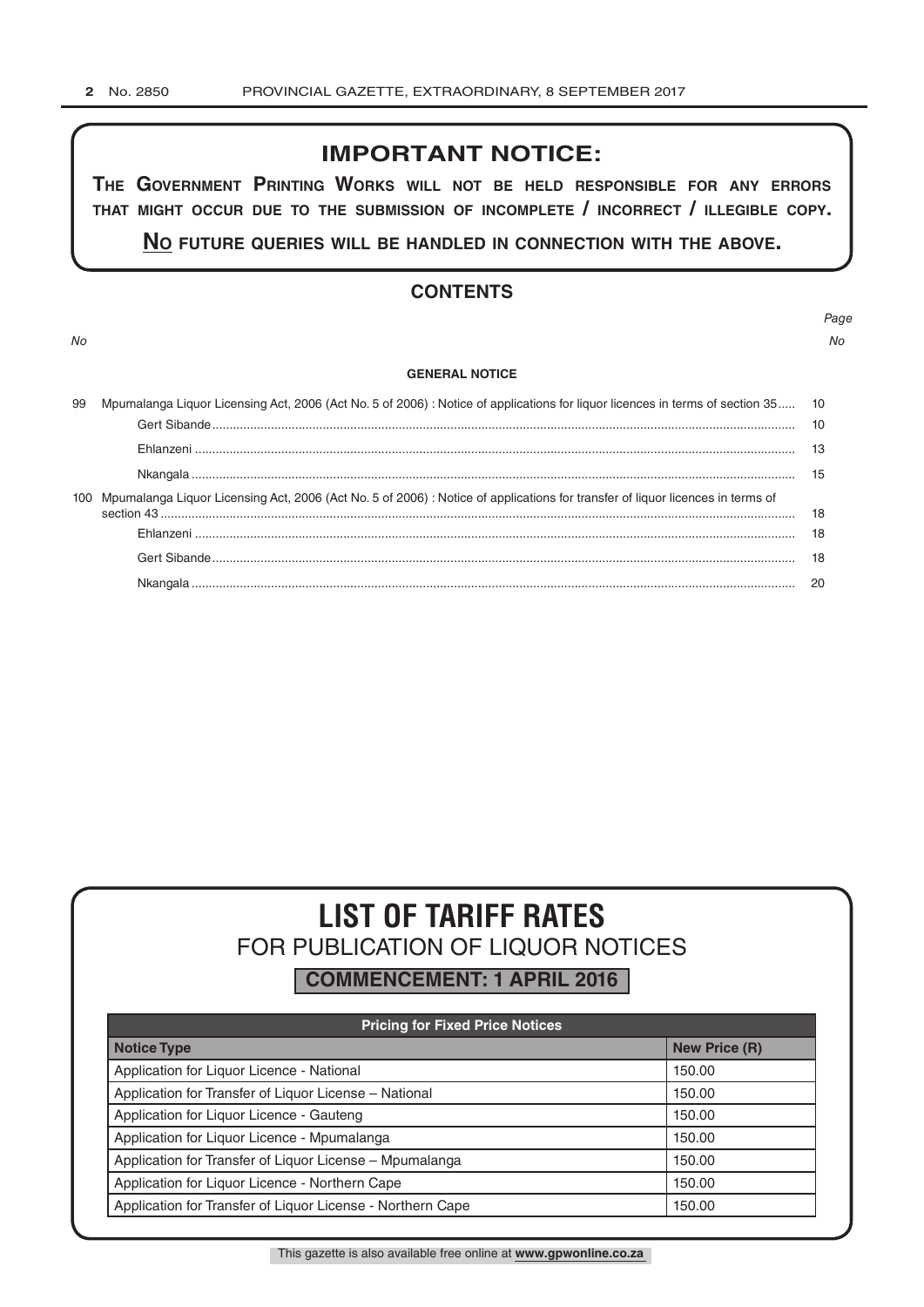## IMPORTANT NOTICE:

**THE GOVERNMENT PRINTING WORKS WILL NOT BE HELD RESPONSIBLE FOR ANY ERRORS THAT MIGHT OCCUR DUE TO THE SUBMISSION OF INCOMPLETE / INCORRECT / ILLEGIBLE COPY.**

**NO FUTURE QUERIES WILL BE HANDLED IN CONNECTION WITH THE ABOVE.**

## CONTENTS

| *No* | | *Page No* |
|---|---|---|
| | **GENERAL NOTICE** | |
| 99 | Mpumalanga Liquor Licensing Act, 2006 (Act No. 5 of 2006) : Notice of applications for liquor licences in terms of section 35 | 10 |
| | Gert Sibande | 10 |
| | Ehlanzeni | 13 |
| | Nkangala | 15 |
| 100 | Mpumalanga Liquor Licensing Act, 2006 (Act No. 5 of 2006) : Notice of applications for transfer of liquor licences in terms of section 43 | 18 |
| | Ehlanzeni | 18 |
| | Gert Sibande | 18 |
| | Nkangala | 20 |

# LIST OF TARIFF RATES

## FOR PUBLICATION OF LIQUOR NOTICES

**COMMENCEMENT: 1 APRIL 2016**

| Pricing for Fixed Price Notices | |
|---|---|
| **Notice Type** | **New Price (R)** |
| Application for Liquor Licence - National | 150.00 |
| Application for Transfer of Liquor License – National | 150.00 |
| Application for Liquor Licence - Gauteng | 150.00 |
| Application for Liquor Licence - Mpumalanga | 150.00 |
| Application for Transfer of Liquor License – Mpumalanga | 150.00 |
| Application for Liquor Licence - Northern Cape | 150.00 |
| Application for Transfer of Liquor License - Northern Cape | 150.00 |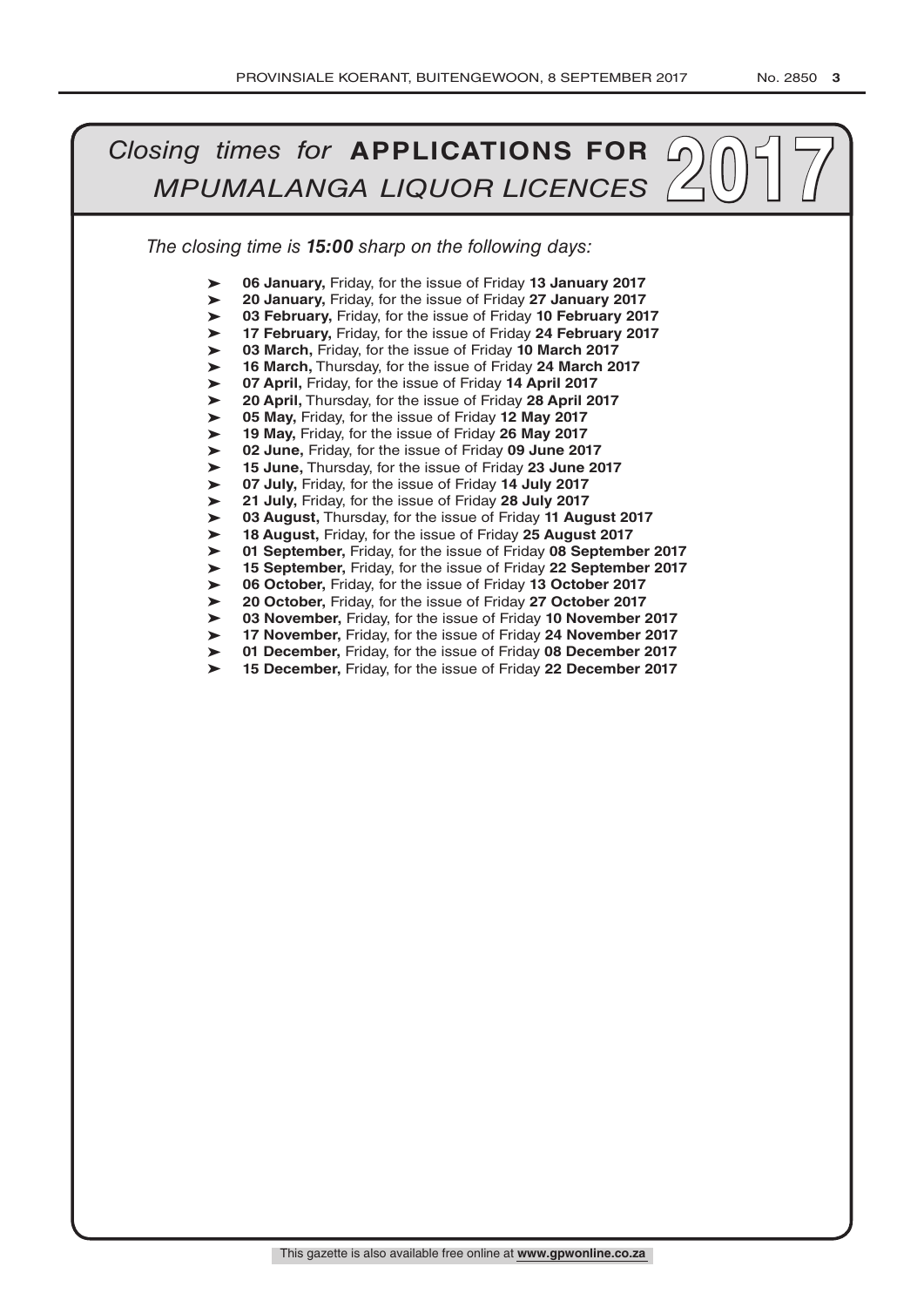# *Closing times for* **APPLICATIONS FOR** *MPUMALANGA LIQUOR LICENCES* 2017

*The closing time is **15:00** sharp on the following days:*

- **06 January,** Friday, for the issue of Friday **13 January 2017**
- **20 January,** Friday, for the issue of Friday **27 January 2017**
- **03 February,** Friday, for the issue of Friday **10 February 2017**
- **17 February,** Friday, for the issue of Friday **24 February 2017**
- **03 March,** Friday, for the issue of Friday **10 March 2017**
- **16 March,** Thursday, for the issue of Friday **24 March 2017**
- **07 April,** Friday, for the issue of Friday **14 April 2017**
- **20 April,** Thursday, for the issue of Friday **28 April 2017**
- **05 May,** Friday, for the issue of Friday **12 May 2017**
- **19 May,** Friday, for the issue of Friday **26 May 2017**
- **02 June,** Friday, for the issue of Friday **09 June 2017**
- **15 June,** Thursday, for the issue of Friday **23 June 2017**
- **07 July,** Friday, for the issue of Friday **14 July 2017**
- **21 July,** Friday, for the issue of Friday **28 July 2017**
- **03 August,** Thursday, for the issue of Friday **11 August 2017**
- **18 August,** Friday, for the issue of Friday **25 August 2017**
- **01 September,** Friday, for the issue of Friday **08 September 2017**
- **15 September,** Friday, for the issue of Friday **22 September 2017**
- **06 October,** Friday, for the issue of Friday **13 October 2017**
- **20 October,** Friday, for the issue of Friday **27 October 2017**
- **03 November,** Friday, for the issue of Friday **10 November 2017**
- **17 November,** Friday, for the issue of Friday **24 November 2017**
- **01 December,** Friday, for the issue of Friday **08 December 2017**
- **15 December,** Friday, for the issue of Friday **22 December 2017**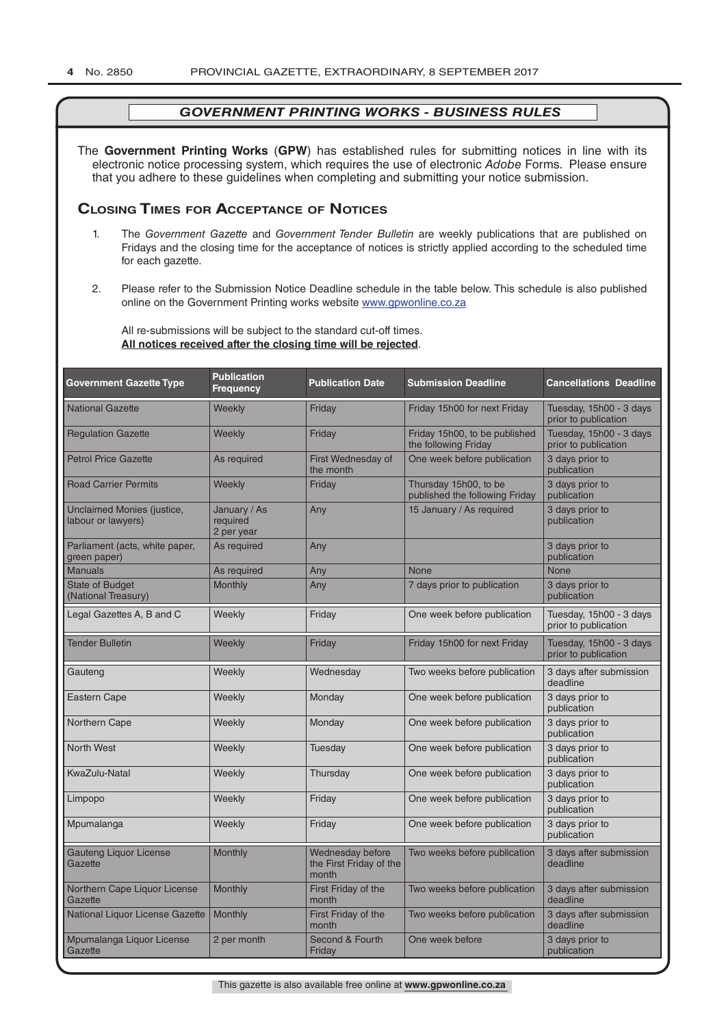## *GOVERNMENT PRINTING WORKS - BUSINESS RULES*

The **Government Printing Works** (**GPW**) has established rules for submitting notices in line with its electronic notice processing system, which requires the use of electronic *Adobe* Forms. Please ensure that you adhere to these guidelines when completing and submitting your notice submission.

### Closing Times for Acceptance of Notices

1. The *Government Gazette* and *Government Tender Bulletin* are weekly publications that are published on Fridays and the closing time for the acceptance of notices is strictly applied according to the scheduled time for each gazette.

2. Please refer to the Submission Notice Deadline schedule in the table below. This schedule is also published online on the Government Printing works website www.gpwonline.co.za

   All re-submissions will be subject to the standard cut-off times.
   **All notices received after the closing time will be rejected**.

| Government Gazette Type | Publication Frequency | Publication Date | Submission Deadline | Cancellations Deadline |
|---|---|---|---|---|
| National Gazette | Weekly | Friday | Friday 15h00 for next Friday | Tuesday, 15h00 - 3 days prior to publication |
| Regulation Gazette | Weekly | Friday | Friday 15h00, to be published the following Friday | Tuesday, 15h00 - 3 days prior to publication |
| Petrol Price Gazette | As required | First Wednesday of the month | One week before publication | 3 days prior to publication |
| Road Carrier Permits | Weekly | Friday | Thursday 15h00, to be published the following Friday | 3 days prior to publication |
| Unclaimed Monies (justice, labour or lawyers) | January / As required 2 per year | Any | 15 January / As required | 3 days prior to publication |
| Parliament (acts, white paper, green paper) | As required | Any | | 3 days prior to publication |
| Manuals | As required | Any | None | None |
| State of Budget (National Treasury) | Monthly | Any | 7 days prior to publication | 3 days prior to publication |
| Legal Gazettes A, B and C | Weekly | Friday | One week before publication | Tuesday, 15h00 - 3 days prior to publication |
| Tender Bulletin | Weekly | Friday | Friday 15h00 for next Friday | Tuesday, 15h00 - 3 days prior to publication |
| Gauteng | Weekly | Wednesday | Two weeks before publication | 3 days after submission deadline |
| Eastern Cape | Weekly | Monday | One week before publication | 3 days prior to publication |
| Northern Cape | Weekly | Monday | One week before publication | 3 days prior to publication |
| North West | Weekly | Tuesday | One week before publication | 3 days prior to publication |
| KwaZulu-Natal | Weekly | Thursday | One week before publication | 3 days prior to publication |
| Limpopo | Weekly | Friday | One week before publication | 3 days prior to publication |
| Mpumalanga | Weekly | Friday | One week before publication | 3 days prior to publication |
| Gauteng Liquor License Gazette | Monthly | Wednesday before the First Friday of the month | Two weeks before publication | 3 days after submission deadline |
| Northern Cape Liquor License Gazette | Monthly | First Friday of the month | Two weeks before publication | 3 days after submission deadline |
| National Liquor License Gazette | Monthly | First Friday of the month | Two weeks before publication | 3 days after submission deadline |
| Mpumalanga Liquor License Gazette | 2 per month | Second & Fourth Friday | One week before | 3 days prior to publication |

This gazette is also available free online at **www.gpwonline.co.za**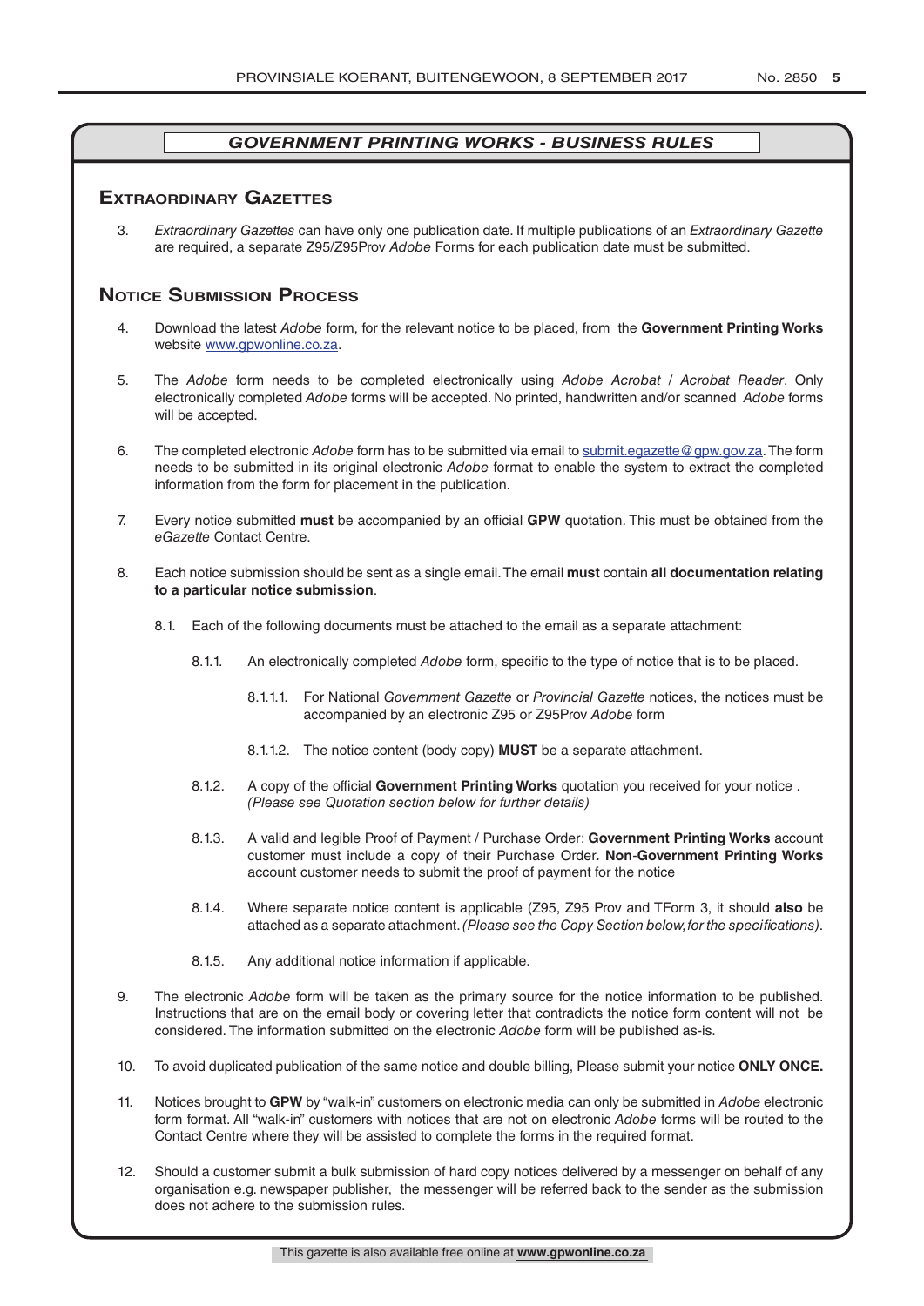## GOVERNMENT PRINTING WORKS - BUSINESS RULES

### Extraordinary Gazettes

3. *Extraordinary Gazettes* can have only one publication date. If multiple publications of an *Extraordinary Gazette* are required, a separate Z95/Z95Prov *Adobe* Forms for each publication date must be submitted.

### Notice Submission Process

4. Download the latest *Adobe* form, for the relevant notice to be placed, from the **Government Printing Works** website www.gpwonline.co.za.

5. The *Adobe* form needs to be completed electronically using *Adobe Acrobat* / *Acrobat Reader*. Only electronically completed *Adobe* forms will be accepted. No printed, handwritten and/or scanned *Adobe* forms will be accepted.

6. The completed electronic *Adobe* form has to be submitted via email to submit.egazette@gpw.gov.za. The form needs to be submitted in its original electronic *Adobe* format to enable the system to extract the completed information from the form for placement in the publication.

7. Every notice submitted **must** be accompanied by an official **GPW** quotation. This must be obtained from the *eGazette* Contact Centre.

8. Each notice submission should be sent as a single email. The email **must** contain **all documentation relating to a particular notice submission**.

   8.1. Each of the following documents must be attached to the email as a separate attachment:

   8.1.1. An electronically completed *Adobe* form, specific to the type of notice that is to be placed.

   8.1.1.1. For National *Government Gazette* or *Provincial Gazette* notices, the notices must be accompanied by an electronic Z95 or Z95Prov *Adobe* form

   8.1.1.2. The notice content (body copy) **MUST** be a separate attachment.

   8.1.2. A copy of the official **Government Printing Works** quotation you received for your notice . *(Please see Quotation section below for further details)*

   8.1.3. A valid and legible Proof of Payment / Purchase Order: **Government Printing Works** account customer must include a copy of their Purchase Order**. Non**-**Government Printing Works** account customer needs to submit the proof of payment for the notice

   8.1.4. Where separate notice content is applicable (Z95, Z95 Prov and TForm 3, it should **also** be attached as a separate attachment. *(Please see the Copy Section below, for the specifications)*.

   8.1.5. Any additional notice information if applicable.

9. The electronic *Adobe* form will be taken as the primary source for the notice information to be published. Instructions that are on the email body or covering letter that contradicts the notice form content will not be considered. The information submitted on the electronic *Adobe* form will be published as-is.

10. To avoid duplicated publication of the same notice and double billing, Please submit your notice **ONLY ONCE.**

11. Notices brought to **GPW** by "walk-in" customers on electronic media can only be submitted in *Adobe* electronic form format. All "walk-in" customers with notices that are not on electronic *Adobe* forms will be routed to the Contact Centre where they will be assisted to complete the forms in the required format.

12. Should a customer submit a bulk submission of hard copy notices delivered by a messenger on behalf of any organisation e.g. newspaper publisher, the messenger will be referred back to the sender as the submission does not adhere to the submission rules.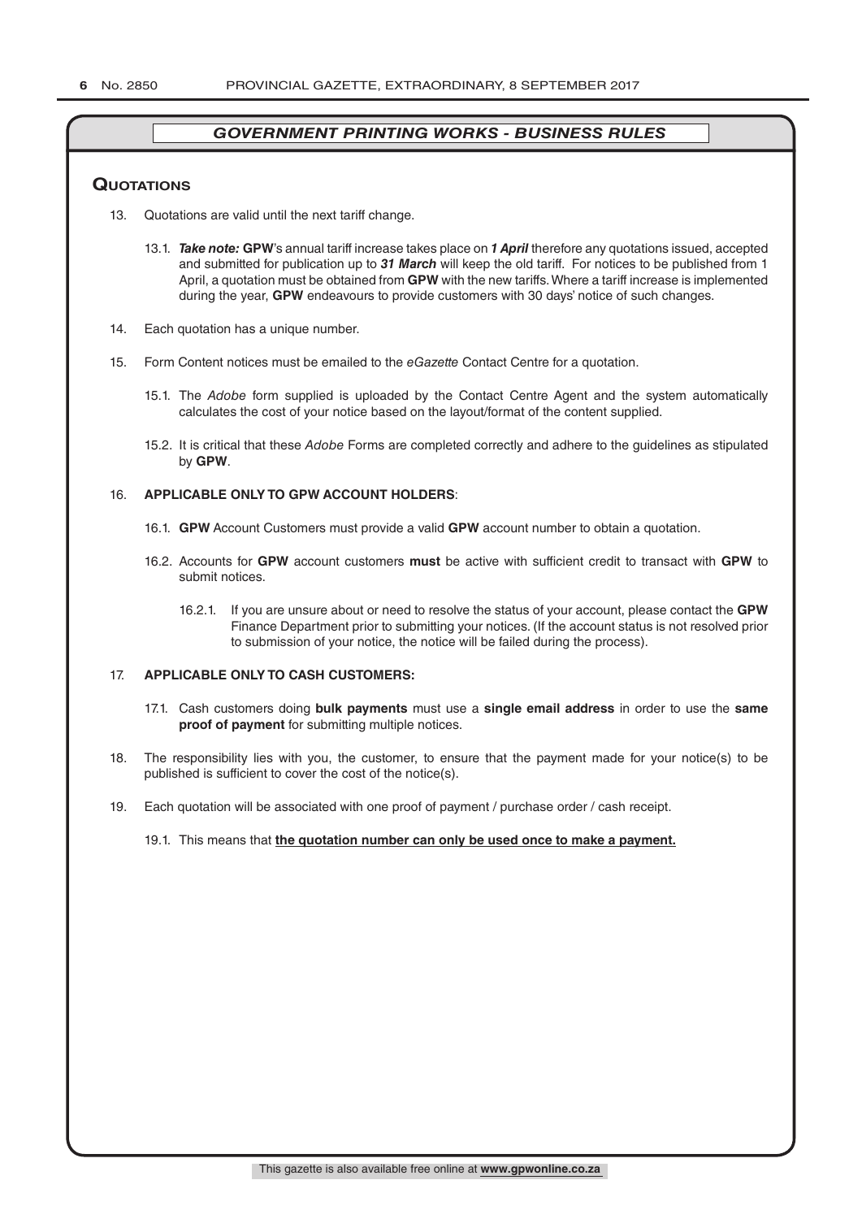## *GOVERNMENT PRINTING WORKS - BUSINESS RULES*

### Quotations

13. Quotations are valid until the next tariff change.

    13.1. ***Take note:*** **GPW**'s annual tariff increase takes place on ***1 April*** therefore any quotations issued, accepted and submitted for publication up to ***31 March*** will keep the old tariff. For notices to be published from 1 April, a quotation must be obtained from **GPW** with the new tariffs. Where a tariff increase is implemented during the year, **GPW** endeavours to provide customers with 30 days' notice of such changes.

14. Each quotation has a unique number.

15. Form Content notices must be emailed to the *eGazette* Contact Centre for a quotation.

    15.1. The *Adobe* form supplied is uploaded by the Contact Centre Agent and the system automatically calculates the cost of your notice based on the layout/format of the content supplied.

    15.2. It is critical that these *Adobe* Forms are completed correctly and adhere to the guidelines as stipulated by **GPW**.

16. **APPLICABLE ONLY TO GPW ACCOUNT HOLDERS**:

    16.1. **GPW** Account Customers must provide a valid **GPW** account number to obtain a quotation.

    16.2. Accounts for **GPW** account customers **must** be active with sufficient credit to transact with **GPW** to submit notices.

    16.2.1. If you are unsure about or need to resolve the status of your account, please contact the **GPW** Finance Department prior to submitting your notices. (If the account status is not resolved prior to submission of your notice, the notice will be failed during the process).

17. **APPLICABLE ONLY TO CASH CUSTOMERS:**

    17.1. Cash customers doing **bulk payments** must use a **single email address** in order to use the **same proof of payment** for submitting multiple notices.

18. The responsibility lies with you, the customer, to ensure that the payment made for your notice(s) to be published is sufficient to cover the cost of the notice(s).

19. Each quotation will be associated with one proof of payment / purchase order / cash receipt.

    19.1. This means that **the quotation number can only be used once to make a payment.**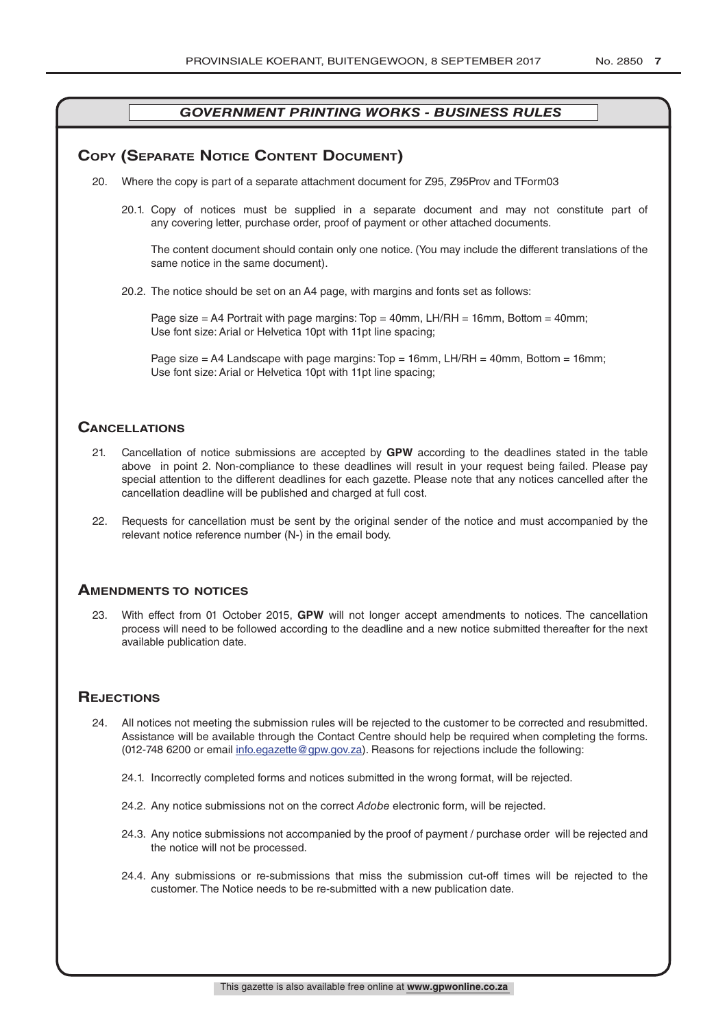## GOVERNMENT PRINTING WORKS - BUSINESS RULES

## Copy (Separate Notice Content Document)

20. Where the copy is part of a separate attachment document for Z95, Z95Prov and TForm03

    20.1. Copy of notices must be supplied in a separate document and may not constitute part of any covering letter, purchase order, proof of payment or other attached documents.

    The content document should contain only one notice. (You may include the different translations of the same notice in the same document).

    20.2. The notice should be set on an A4 page, with margins and fonts set as follows:

    Page size = A4 Portrait with page margins: Top = 40mm, LH/RH = 16mm, Bottom = 40mm;
    Use font size: Arial or Helvetica 10pt with 11pt line spacing;

    Page size = A4 Landscape with page margins: Top = 16mm, LH/RH = 40mm, Bottom = 16mm;
    Use font size: Arial or Helvetica 10pt with 11pt line spacing;

## Cancellations

21. Cancellation of notice submissions are accepted by **GPW** according to the deadlines stated in the table above in point 2. Non-compliance to these deadlines will result in your request being failed. Please pay special attention to the different deadlines for each gazette. Please note that any notices cancelled after the cancellation deadline will be published and charged at full cost.

22. Requests for cancellation must be sent by the original sender of the notice and must accompanied by the relevant notice reference number (N-) in the email body.

## Amendments to notices

23. With effect from 01 October 2015, **GPW** will not longer accept amendments to notices. The cancellation process will need to be followed according to the deadline and a new notice submitted thereafter for the next available publication date.

## Rejections

24. All notices not meeting the submission rules will be rejected to the customer to be corrected and resubmitted. Assistance will be available through the Contact Centre should help be required when completing the forms. (012-748 6200 or email info.egazette@gpw.gov.za). Reasons for rejections include the following:

    24.1. Incorrectly completed forms and notices submitted in the wrong format, will be rejected.

    24.2. Any notice submissions not on the correct *Adobe* electronic form, will be rejected.

    24.3. Any notice submissions not accompanied by the proof of payment / purchase order will be rejected and the notice will not be processed.

    24.4. Any submissions or re-submissions that miss the submission cut-off times will be rejected to the customer. The Notice needs to be re-submitted with a new publication date.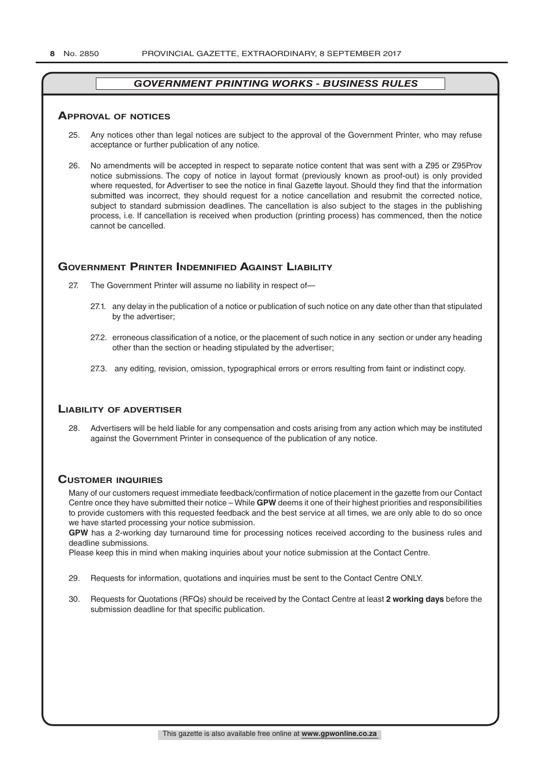## *GOVERNMENT PRINTING WORKS - BUSINESS RULES*

### Approval of notices

25. Any notices other than legal notices are subject to the approval of the Government Printer, who may refuse acceptance or further publication of any notice.

26. No amendments will be accepted in respect to separate notice content that was sent with a Z95 or Z95Prov notice submissions. The copy of notice in layout format (previously known as proof-out) is only provided where requested, for Advertiser to see the notice in final Gazette layout. Should they find that the information submitted was incorrect, they should request for a notice cancellation and resubmit the corrected notice, subject to standard submission deadlines. The cancellation is also subject to the stages in the publishing process, i.e. If cancellation is received when production (printing process) has commenced, then the notice cannot be cancelled.

### Government Printer Indemnified Against Liability

27. The Government Printer will assume no liability in respect of—

    27.1. any delay in the publication of a notice or publication of such notice on any date other than that stipulated by the advertiser;

    27.2. erroneous classification of a notice, or the placement of such notice in any section or under any heading other than the section or heading stipulated by the advertiser;

    27.3. any editing, revision, omission, typographical errors or errors resulting from faint or indistinct copy.

### Liability of advertiser

28. Advertisers will be held liable for any compensation and costs arising from any action which may be instituted against the Government Printer in consequence of the publication of any notice.

### Customer inquiries

Many of our customers request immediate feedback/confirmation of notice placement in the gazette from our Contact Centre once they have submitted their notice – While **GPW** deems it one of their highest priorities and responsibilities to provide customers with this requested feedback and the best service at all times, we are only able to do so once we have started processing your notice submission.

**GPW** has a 2-working day turnaround time for processing notices received according to the business rules and deadline submissions.

Please keep this in mind when making inquiries about your notice submission at the Contact Centre.

29. Requests for information, quotations and inquiries must be sent to the Contact Centre ONLY.

30. Requests for Quotations (RFQs) should be received by the Contact Centre at least **2 working days** before the submission deadline for that specific publication.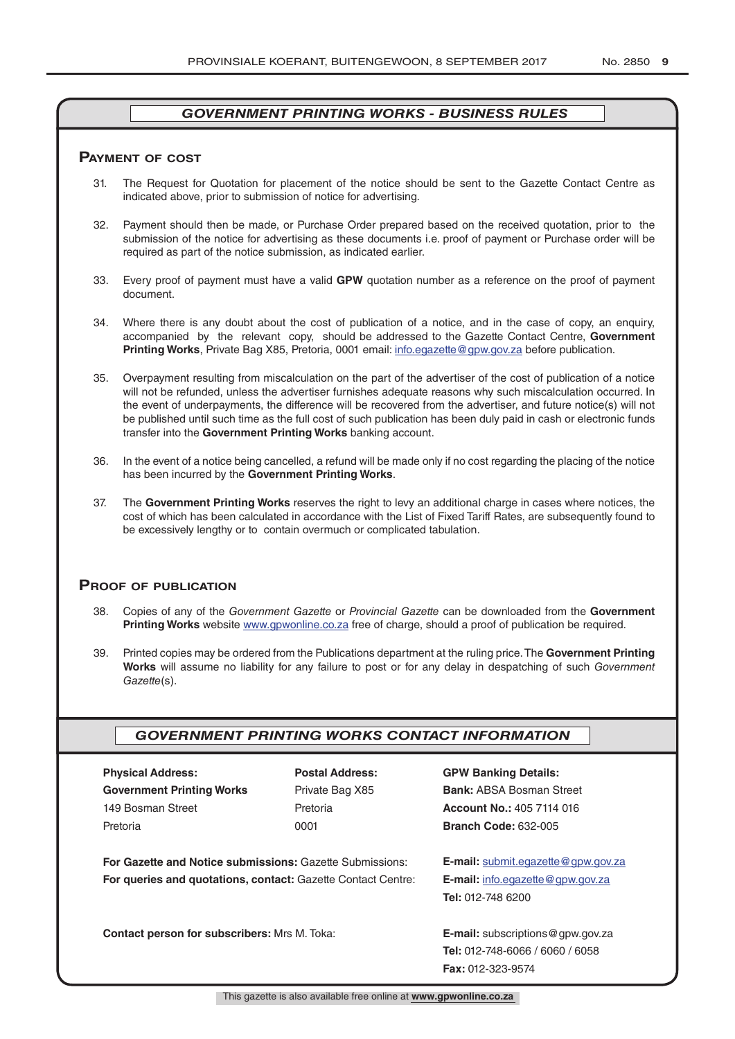## *GOVERNMENT PRINTING WORKS - BUSINESS RULES*

### Payment of cost

31. The Request for Quotation for placement of the notice should be sent to the Gazette Contact Centre as indicated above, prior to submission of notice for advertising.

32. Payment should then be made, or Purchase Order prepared based on the received quotation, prior to the submission of the notice for advertising as these documents i.e. proof of payment or Purchase order will be required as part of the notice submission, as indicated earlier.

33. Every proof of payment must have a valid **GPW** quotation number as a reference on the proof of payment document.

34. Where there is any doubt about the cost of publication of a notice, and in the case of copy, an enquiry, accompanied by the relevant copy, should be addressed to the Gazette Contact Centre, **Government Printing Works**, Private Bag X85, Pretoria, 0001 email: info.egazette@gpw.gov.za before publication.

35. Overpayment resulting from miscalculation on the part of the advertiser of the cost of publication of a notice will not be refunded, unless the advertiser furnishes adequate reasons why such miscalculation occurred. In the event of underpayments, the difference will be recovered from the advertiser, and future notice(s) will not be published until such time as the full cost of such publication has been duly paid in cash or electronic funds transfer into the **Government Printing Works** banking account.

36. In the event of a notice being cancelled, a refund will be made only if no cost regarding the placing of the notice has been incurred by the **Government Printing Works**.

37. The **Government Printing Works** reserves the right to levy an additional charge in cases where notices, the cost of which has been calculated in accordance with the List of Fixed Tariff Rates, are subsequently found to be excessively lengthy or to contain overmuch or complicated tabulation.

### Proof of publication

38. Copies of any of the *Government Gazette* or *Provincial Gazette* can be downloaded from the **Government Printing Works** website www.gpwonline.co.za free of charge, should a proof of publication be required.

39. Printed copies may be ordered from the Publications department at the ruling price. The **Government Printing Works** will assume no liability for any failure to post or for any delay in despatching of such *Government Gazette*(s).

## *GOVERNMENT PRINTING WORKS CONTACT INFORMATION*

| **Physical Address:** | **Postal Address:** | **GPW Banking Details:** |
|---|---|---|
| **Government Printing Works** | Private Bag X85 | **Bank:** ABSA Bosman Street |
| 149 Bosman Street | Pretoria | **Account No.:** 405 7114 016 |
| Pretoria | 0001 | **Branch Code:** 632-005 |

**For Gazette and Notice submissions:** Gazette Submissions: **E-mail:** submit.egazette@gpw.gov.za

**For queries and quotations, contact:** Gazette Contact Centre: **E-mail:** info.egazette@gpw.gov.za
**Tel:** 012-748 6200

**Contact person for subscribers:** Mrs M. Toka: **E-mail:** subscriptions@gpw.gov.za
**Tel:** 012-748-6066 / 6060 / 6058
**Fax:** 012-323-9574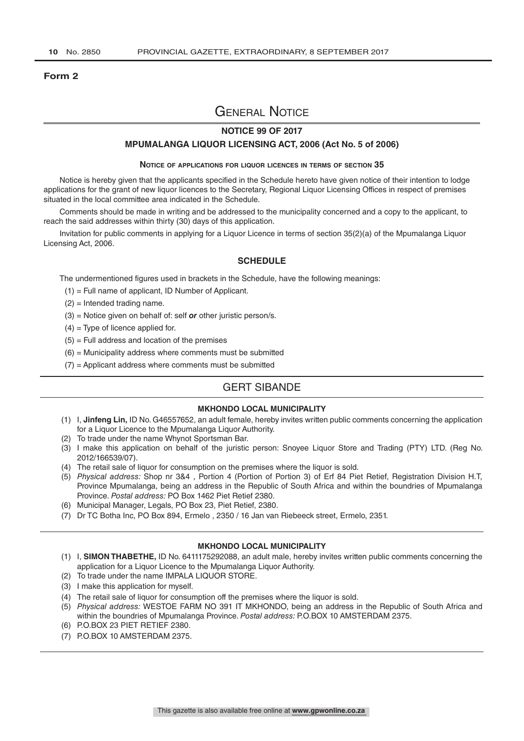**Form 2**

# General Notice

## NOTICE 99 OF 2017

## MPUMALANGA LIQUOR LICENSING ACT, 2006 (Act No. 5 of 2006)

### Notice of applications for liquor licences in terms of section 35

Notice is hereby given that the applicants specified in the Schedule hereto have given notice of their intention to lodge applications for the grant of new liquor licences to the Secretary, Regional Liquor Licensing Offices in respect of premises situated in the local committee area indicated in the Schedule.

Comments should be made in writing and be addressed to the municipality concerned and a copy to the applicant, to reach the said addresses within thirty (30) days of this application.

Invitation for public comments in applying for a Liquor Licence in terms of section 35(2)(a) of the Mpumalanga Liquor Licensing Act, 2006.

### SCHEDULE

The undermentioned figures used in brackets in the Schedule, have the following meanings:

(1) = Full name of applicant, ID Number of Applicant.

(2) = Intended trading name.

(3) = Notice given on behalf of: self ***or*** other juristic person/s.

(4) = Type of licence applied for.

(5) = Full address and location of the premises

(6) = Municipality address where comments must be submitted

(7) = Applicant address where comments must be submitted

## GERT SIBANDE

#### MKHONDO LOCAL MUNICIPALITY

(1) I, **Jinfeng Lin,** ID No. G46557652, an adult female, hereby invites written public comments concerning the application for a Liquor Licence to the Mpumalanga Liquor Authority.

(2) To trade under the name Whynot Sportsman Bar.

(3) I make this application on behalf of the juristic person: Snoyee Liquor Store and Trading (PTY) LTD. (Reg No. 2012/166539/07).

(4) The retail sale of liquor for consumption on the premises where the liquor is sold.

(5) *Physical address:* Shop nr 3&4 , Portion 4 (Portion of Portion 3) of Erf 84 Piet Retief, Registration Division H.T, Province Mpumalanga, being an address in the Republic of South Africa and within the boundries of Mpumalanga Province. *Postal address:* PO Box 1462 Piet Retief 2380.

(6) Municipal Manager, Legals, PO Box 23, Piet Retief, 2380.

(7) Dr TC Botha Inc, PO Box 894, Ermelo , 2350 / 16 Jan van Riebeeck street, Ermelo, 2351.

#### MKHONDO LOCAL MUNICIPALITY

(1) I, **SIMON THABETHE,** ID No. 6411175292088, an adult male, hereby invites written public comments concerning the application for a Liquor Licence to the Mpumalanga Liquor Authority.

(2) To trade under the name IMPALA LIQUOR STORE.

(3) I make this application for myself.

(4) The retail sale of liquor for consumption off the premises where the liquor is sold.

(5) *Physical address:* WESTOE FARM NO 391 IT MKHONDO, being an address in the Republic of South Africa and within the boundries of Mpumalanga Province. *Postal address:* P.O.BOX 10 AMSTERDAM 2375.

(6) P.O.BOX 23 PIET RETIEF 2380.

(7) P.O.BOX 10 AMSTERDAM 2375.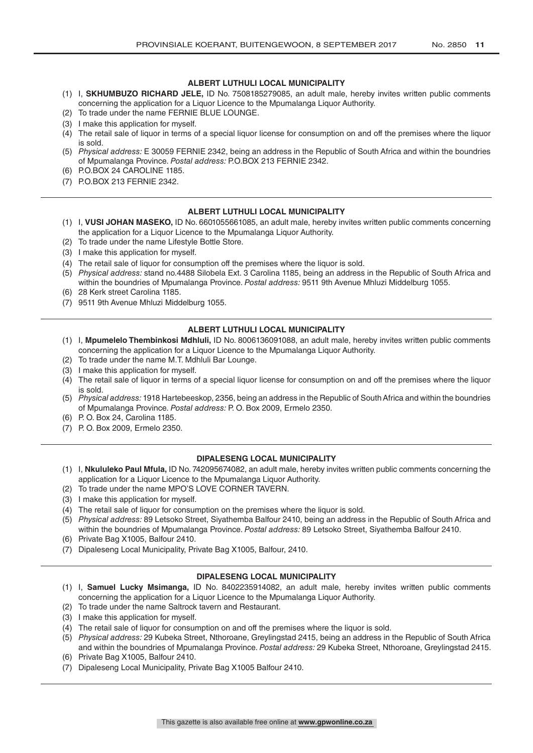### ALBERT LUTHULI LOCAL MUNICIPALITY

(1) I, **SKHUMBUZO RICHARD JELE,** ID No. 7508185279085, an adult male, hereby invites written public comments concerning the application for a Liquor Licence to the Mpumalanga Liquor Authority.
(2) To trade under the name FERNIE BLUE LOUNGE.
(3) I make this application for myself.
(4) The retail sale of liquor in terms of a special liquor license for consumption on and off the premises where the liquor is sold.
(5) *Physical address:* E 30059 FERNIE 2342, being an address in the Republic of South Africa and within the boundries of Mpumalanga Province. *Postal address:* P.O.BOX 213 FERNIE 2342.
(6) P.O.BOX 24 CAROLINE 1185.
(7) P.O.BOX 213 FERNIE 2342.

---

### ALBERT LUTHULI LOCAL MUNICIPALITY

(1) I, **VUSI JOHAN MASEKO,** ID No. 6601055661085, an adult male, hereby invites written public comments concerning the application for a Liquor Licence to the Mpumalanga Liquor Authority.
(2) To trade under the name Lifestyle Bottle Store.
(3) I make this application for myself.
(4) The retail sale of liquor for consumption off the premises where the liquor is sold.
(5) *Physical address:* stand no.4488 Silobela Ext. 3 Carolina 1185, being an address in the Republic of South Africa and within the boundries of Mpumalanga Province. *Postal address:* 9511 9th Avenue Mhluzi Middelburg 1055.
(6) 28 Kerk street Carolina 1185.
(7) 9511 9th Avenue Mhluzi Middelburg 1055.

---

### ALBERT LUTHULI LOCAL MUNICIPALITY

(1) I, **Mpumelelo Thembinkosi Mdhluli,** ID No. 8006136091088, an adult male, hereby invites written public comments concerning the application for a Liquor Licence to the Mpumalanga Liquor Authority.
(2) To trade under the name M.T. Mdhluli Bar Lounge.
(3) I make this application for myself.
(4) The retail sale of liquor in terms of a special liquor license for consumption on and off the premises where the liquor is sold.
(5) *Physical address:* 1918 Hartebeeskop, 2356, being an address in the Republic of South Africa and within the boundries of Mpumalanga Province. *Postal address:* P. O. Box 2009, Ermelo 2350.
(6) P. O. Box 24, Carolina 1185.
(7) P. O. Box 2009, Ermelo 2350.

---

### DIPALESENG LOCAL MUNICIPALITY

(1) I, **Nkululeko Paul Mfula,** ID No. 742095674082, an adult male, hereby invites written public comments concerning the application for a Liquor Licence to the Mpumalanga Liquor Authority.
(2) To trade under the name MPO'S LOVE CORNER TAVERN.
(3) I make this application for myself.
(4) The retail sale of liquor for consumption on the premises where the liquor is sold.
(5) *Physical address:* 89 Letsoko Street, Siyathemba Balfour 2410, being an address in the Republic of South Africa and within the boundries of Mpumalanga Province. *Postal address:* 89 Letsoko Street, Siyathemba Balfour 2410.
(6) Private Bag X1005, Balfour 2410.
(7) Dipaleseng Local Municipality, Private Bag X1005, Balfour, 2410.

---

### DIPALESENG LOCAL MUNICIPALITY

(1) I, **Samuel Lucky Msimanga,** ID No. 8402235914082, an adult male, hereby invites written public comments concerning the application for a Liquor Licence to the Mpumalanga Liquor Authority.
(2) To trade under the name Saltrock tavern and Restaurant.
(3) I make this application for myself.
(4) The retail sale of liquor for consumption on and off the premises where the liquor is sold.
(5) *Physical address:* 29 Kubeka Street, Nthoroane, Greylingstad 2415, being an address in the Republic of South Africa and within the boundries of Mpumalanga Province. *Postal address:* 29 Kubeka Street, Nthoroane, Greylingstad 2415.
(6) Private Bag X1005, Balfour 2410.
(7) Dipaleseng Local Municipality, Private Bag X1005 Balfour 2410.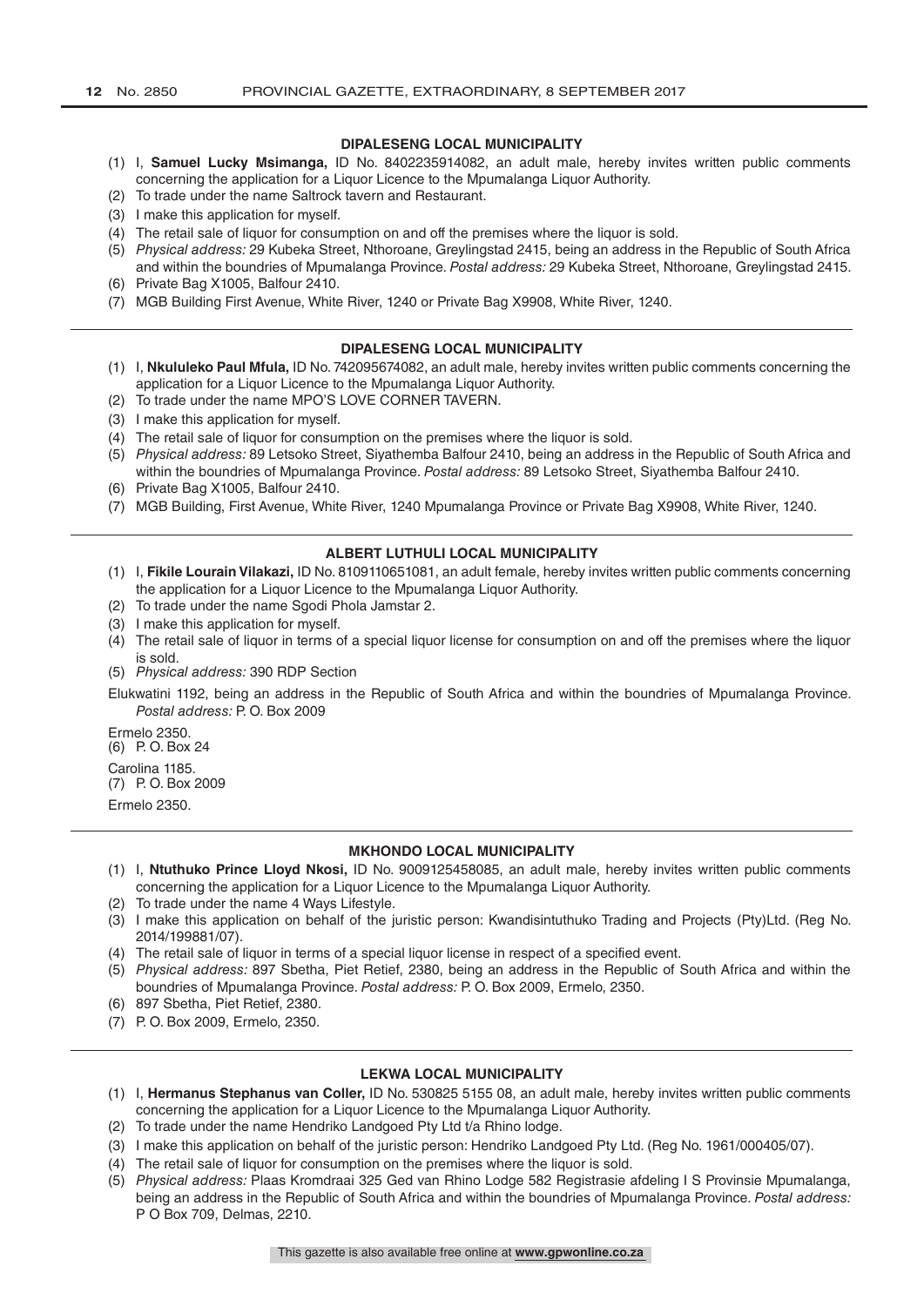### DIPALESENG LOCAL MUNICIPALITY

(1) I, **Samuel Lucky Msimanga,** ID No. 8402235914082, an adult male, hereby invites written public comments concerning the application for a Liquor Licence to the Mpumalanga Liquor Authority.
(2) To trade under the name Saltrock tavern and Restaurant.
(3) I make this application for myself.
(4) The retail sale of liquor for consumption on and off the premises where the liquor is sold.
(5) *Physical address:* 29 Kubeka Street, Nthoroane, Greylingstad 2415, being an address in the Republic of South Africa and within the boundries of Mpumalanga Province. *Postal address:* 29 Kubeka Street, Nthoroane, Greylingstad 2415.
(6) Private Bag X1005, Balfour 2410.
(7) MGB Building First Avenue, White River, 1240 or Private Bag X9908, White River, 1240.

---

### DIPALESENG LOCAL MUNICIPALITY

(1) I, **Nkululeko Paul Mfula,** ID No. 742095674082, an adult male, hereby invites written public comments concerning the application for a Liquor Licence to the Mpumalanga Liquor Authority.
(2) To trade under the name MPO'S LOVE CORNER TAVERN.
(3) I make this application for myself.
(4) The retail sale of liquor for consumption on the premises where the liquor is sold.
(5) *Physical address:* 89 Letsoko Street, Siyathemba Balfour 2410, being an address in the Republic of South Africa and within the boundries of Mpumalanga Province. *Postal address:* 89 Letsoko Street, Siyathemba Balfour 2410.
(6) Private Bag X1005, Balfour 2410.
(7) MGB Building, First Avenue, White River, 1240 Mpumalanga Province or Private Bag X9908, White River, 1240.

---

### ALBERT LUTHULI LOCAL MUNICIPALITY

(1) I, **Fikile Lourain Vilakazi,** ID No. 8109110651081, an adult female, hereby invites written public comments concerning the application for a Liquor Licence to the Mpumalanga Liquor Authority.
(2) To trade under the name Sgodi Phola Jamstar 2.
(3) I make this application for myself.
(4) The retail sale of liquor in terms of a special liquor license for consumption on and off the premises where the liquor is sold.
(5) *Physical address:* 390 RDP Section

Elukwatini 1192, being an address in the Republic of South Africa and within the boundries of Mpumalanga Province. *Postal address:* P. O. Box 2009

Ermelo 2350.
(6) P. O. Box 24

Carolina 1185.
(7) P. O. Box 2009

Ermelo 2350.

---

### MKHONDO LOCAL MUNICIPALITY

(1) I, **Ntuthuko Prince Lloyd Nkosi,** ID No. 9009125458085, an adult male, hereby invites written public comments concerning the application for a Liquor Licence to the Mpumalanga Liquor Authority.
(2) To trade under the name 4 Ways Lifestyle.
(3) I make this application on behalf of the juristic person: Kwandisintuthuko Trading and Projects (Pty)Ltd. (Reg No. 2014/199881/07).
(4) The retail sale of liquor in terms of a special liquor license in respect of a specified event.
(5) *Physical address:* 897 Sbetha, Piet Retief, 2380, being an address in the Republic of South Africa and within the boundries of Mpumalanga Province. *Postal address:* P. O. Box 2009, Ermelo, 2350.
(6) 897 Sbetha, Piet Retief, 2380.
(7) P. O. Box 2009, Ermelo, 2350.

---

### LEKWA LOCAL MUNICIPALITY

(1) I, **Hermanus Stephanus van Coller,** ID No. 530825 5155 08, an adult male, hereby invites written public comments concerning the application for a Liquor Licence to the Mpumalanga Liquor Authority.
(2) To trade under the name Hendriko Landgoed Pty Ltd t/a Rhino lodge.
(3) I make this application on behalf of the juristic person: Hendriko Landgoed Pty Ltd. (Reg No. 1961/000405/07).
(4) The retail sale of liquor for consumption on the premises where the liquor is sold.
(5) *Physical address:* Plaas Kromdraai 325 Ged van Rhino Lodge 582 Registrasie afdeling I S Provinsie Mpumalanga, being an address in the Republic of South Africa and within the boundries of Mpumalanga Province. *Postal address:* P O Box 709, Delmas, 2210.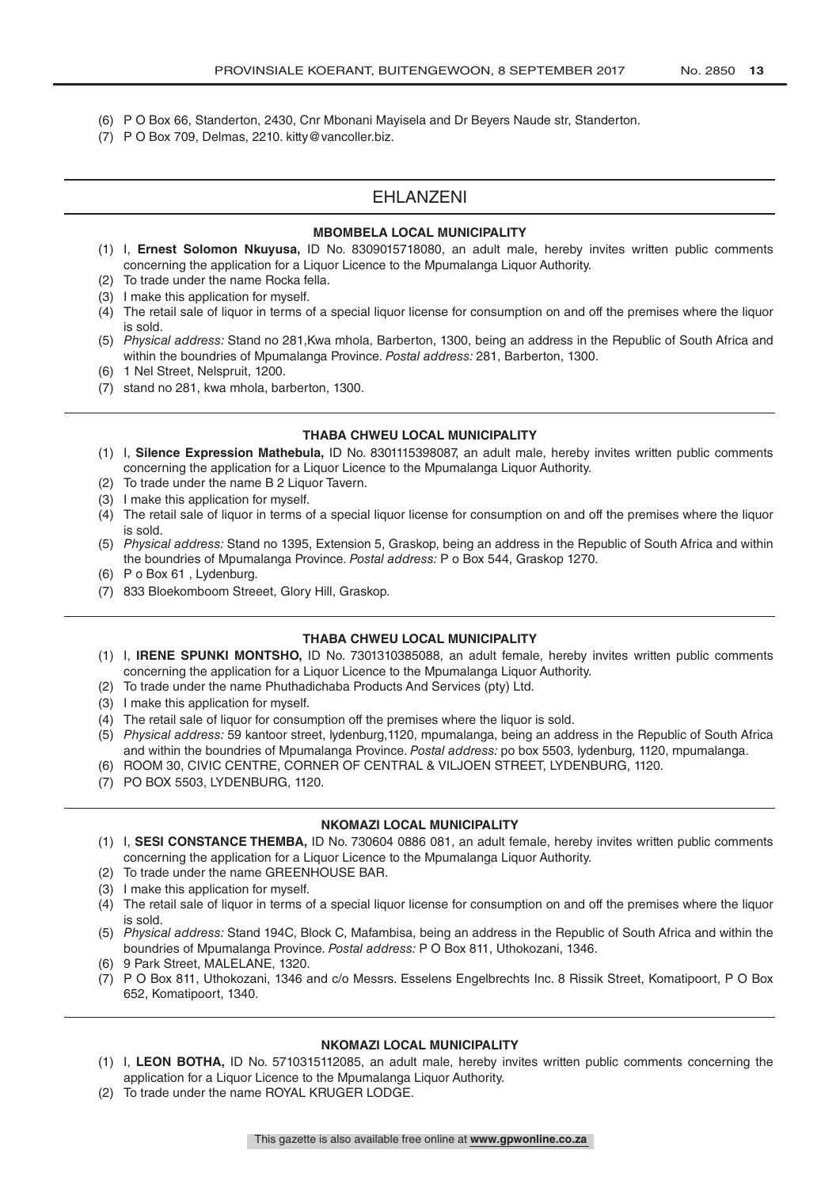(6) P O Box 66, Standerton, 2430, Cnr Mbonani Mayisela and Dr Beyers Naude str, Standerton.

(7) P O Box 709, Delmas, 2210. kitty@vancoller.biz.

## EHLANZENI

### MBOMBELA LOCAL MUNICIPALITY

(1) I, **Ernest Solomon Nkuyusa,** ID No. 8309015718080, an adult male, hereby invites written public comments concerning the application for a Liquor Licence to the Mpumalanga Liquor Authority.

(2) To trade under the name Rocka fella.

(3) I make this application for myself.

(4) The retail sale of liquor in terms of a special liquor license for consumption on and off the premises where the liquor is sold.

(5) *Physical address:* Stand no 281,Kwa mhola, Barberton, 1300, being an address in the Republic of South Africa and within the boundries of Mpumalanga Province. *Postal address:* 281, Barberton, 1300.

(6) 1 Nel Street, Nelspruit, 1200.

(7) stand no 281, kwa mhola, barberton, 1300.

### THABA CHWEU LOCAL MUNICIPALITY

(1) I, **Silence Expression Mathebula,** ID No. 8301115398087, an adult male, hereby invites written public comments concerning the application for a Liquor Licence to the Mpumalanga Liquor Authority.

(2) To trade under the name B 2 Liquor Tavern.

(3) I make this application for myself.

(4) The retail sale of liquor in terms of a special liquor license for consumption on and off the premises where the liquor is sold.

(5) *Physical address:* Stand no 1395, Extension 5, Graskop, being an address in the Republic of South Africa and within the boundries of Mpumalanga Province. *Postal address:* P o Box 544, Graskop 1270.

(6) P o Box 61 , Lydenburg.

(7) 833 Bloekomboom Streeet, Glory Hill, Graskop.

### THABA CHWEU LOCAL MUNICIPALITY

(1) I, **IRENE SPUNKI MONTSHO,** ID No. 7301310385088, an adult female, hereby invites written public comments concerning the application for a Liquor Licence to the Mpumalanga Liquor Authority.

(2) To trade under the name Phuthadichaba Products And Services (pty) Ltd.

(3) I make this application for myself.

(4) The retail sale of liquor for consumption off the premises where the liquor is sold.

(5) *Physical address:* 59 kantoor street, lydenburg,1120, mpumalanga, being an address in the Republic of South Africa and within the boundries of Mpumalanga Province. *Postal address:* po box 5503, lydenburg, 1120, mpumalanga.

(6) ROOM 30, CIVIC CENTRE, CORNER OF CENTRAL & VILJOEN STREET, LYDENBURG, 1120.

(7) PO BOX 5503, LYDENBURG, 1120.

### NKOMAZI LOCAL MUNICIPALITY

(1) I, **SESI CONSTANCE THEMBA,** ID No. 730604 0886 081, an adult female, hereby invites written public comments concerning the application for a Liquor Licence to the Mpumalanga Liquor Authority.

(2) To trade under the name GREENHOUSE BAR.

(3) I make this application for myself.

(4) The retail sale of liquor in terms of a special liquor license for consumption on and off the premises where the liquor is sold.

(5) *Physical address:* Stand 194C, Block C, Mafambisa, being an address in the Republic of South Africa and within the boundries of Mpumalanga Province. *Postal address:* P O Box 811, Uthokozani, 1346.

(6) 9 Park Street, MALELANE, 1320.

(7) P O Box 811, Uthokozani, 1346 and c/o Messrs. Esselens Engelbrechts Inc. 8 Rissik Street, Komatipoort, P O Box 652, Komatipoort, 1340.

### NKOMAZI LOCAL MUNICIPALITY

(1) I, **LEON BOTHA,** ID No. 5710315112085, an adult male, hereby invites written public comments concerning the application for a Liquor Licence to the Mpumalanga Liquor Authority.

(2) To trade under the name ROYAL KRUGER LODGE.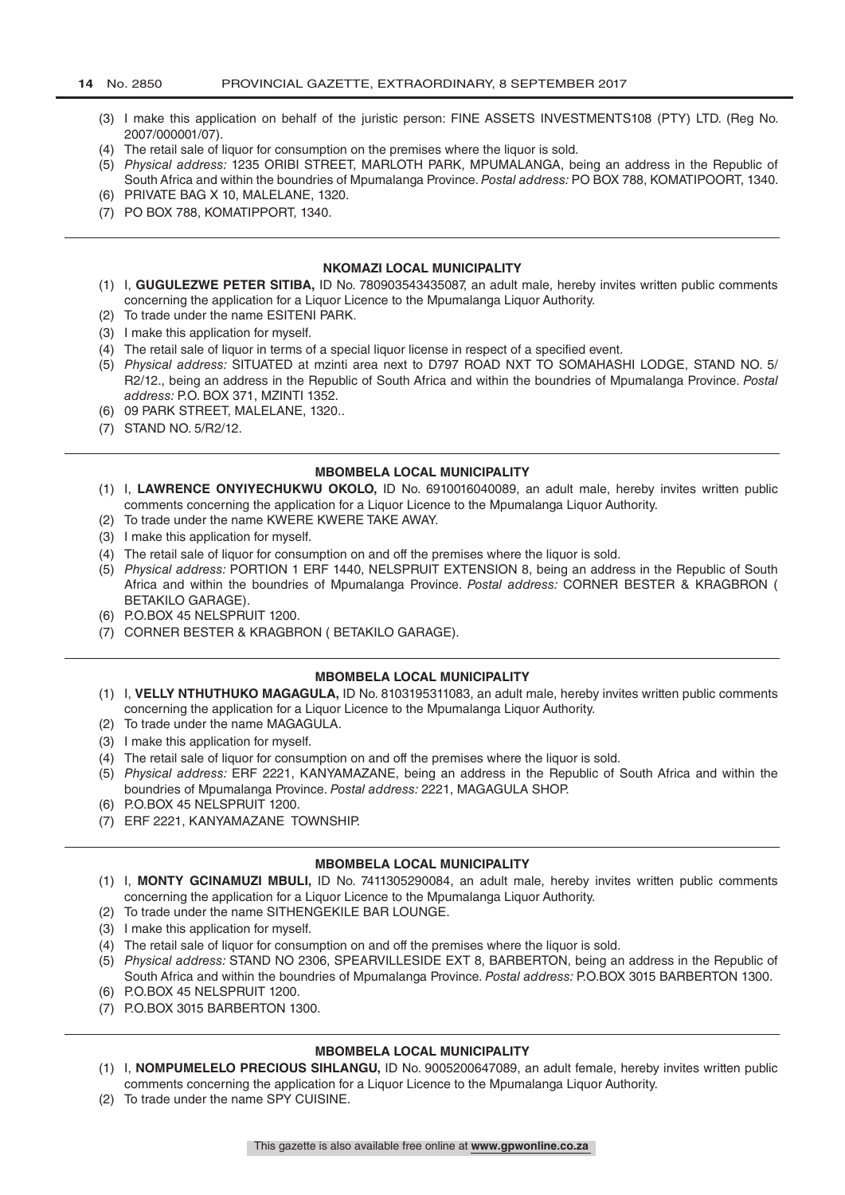(3) I make this application on behalf of the juristic person: FINE ASSETS INVESTMENTS108 (PTY) LTD. (Reg No. 2007/000001/07).
(4) The retail sale of liquor for consumption on the premises where the liquor is sold.
(5) *Physical address:* 1235 ORIBI STREET, MARLOTH PARK, MPUMALANGA, being an address in the Republic of South Africa and within the boundries of Mpumalanga Province. *Postal address:* PO BOX 788, KOMATIPOORT, 1340.
(6) PRIVATE BAG X 10, MALELANE, 1320.
(7) PO BOX 788, KOMATIPPORT, 1340.

---

#### NKOMAZI LOCAL MUNICIPALITY

(1) I, **GUGULEZWE PETER SITIBA,** ID No. 780903543435087, an adult male, hereby invites written public comments concerning the application for a Liquor Licence to the Mpumalanga Liquor Authority.
(2) To trade under the name ESITENI PARK.
(3) I make this application for myself.
(4) The retail sale of liquor in terms of a special liquor license in respect of a specified event.
(5) *Physical address:* SITUATED at mzinti area next to D797 ROAD NXT TO SOMAHASHI LODGE, STAND NO. 5/R2/12., being an address in the Republic of South Africa and within the boundries of Mpumalanga Province. *Postal address:* P.O. BOX 371, MZINTI 1352.
(6) 09 PARK STREET, MALELANE, 1320..
(7) STAND NO. 5/R2/12.

---

#### MBOMBELA LOCAL MUNICIPALITY

(1) I, **LAWRENCE ONYIYECHUKWU OKOLO,** ID No. 6910016040089, an adult male, hereby invites written public comments concerning the application for a Liquor Licence to the Mpumalanga Liquor Authority.
(2) To trade under the name KWERE KWERE TAKE AWAY.
(3) I make this application for myself.
(4) The retail sale of liquor for consumption on and off the premises where the liquor is sold.
(5) *Physical address:* PORTION 1 ERF 1440, NELSPRUIT EXTENSION 8, being an address in the Republic of South Africa and within the boundries of Mpumalanga Province. *Postal address:* CORNER BESTER & KRAGBRON ( BETAKILO GARAGE).
(6) P.O.BOX 45 NELSPRUIT 1200.
(7) CORNER BESTER & KRAGBRON ( BETAKILO GARAGE).

---

#### MBOMBELA LOCAL MUNICIPALITY

(1) I, **VELLY NTHUTHUKO MAGAGULA,** ID No. 8103195311083, an adult male, hereby invites written public comments concerning the application for a Liquor Licence to the Mpumalanga Liquor Authority.
(2) To trade under the name MAGAGULA.
(3) I make this application for myself.
(4) The retail sale of liquor for consumption on and off the premises where the liquor is sold.
(5) *Physical address:* ERF 2221, KANYAMAZANE, being an address in the Republic of South Africa and within the boundries of Mpumalanga Province. *Postal address:* 2221, MAGAGULA SHOP.
(6) P.O.BOX 45 NELSPRUIT 1200.
(7) ERF 2221, KANYAMAZANE TOWNSHIP.

---

#### MBOMBELA LOCAL MUNICIPALITY

(1) I, **MONTY GCINAMUZI MBULI,** ID No. 7411305290084, an adult male, hereby invites written public comments concerning the application for a Liquor Licence to the Mpumalanga Liquor Authority.
(2) To trade under the name SITHENGEKILE BAR LOUNGE.
(3) I make this application for myself.
(4) The retail sale of liquor for consumption on and off the premises where the liquor is sold.
(5) *Physical address:* STAND NO 2306, SPEARVILLESIDE EXT 8, BARBERTON, being an address in the Republic of South Africa and within the boundries of Mpumalanga Province. *Postal address:* P.O.BOX 3015 BARBERTON 1300.
(6) P.O.BOX 45 NELSPRUIT 1200.
(7) P.O.BOX 3015 BARBERTON 1300.

---

#### MBOMBELA LOCAL MUNICIPALITY

(1) I, **NOMPUMELELO PRECIOUS SIHLANGU,** ID No. 9005200647089, an adult female, hereby invites written public comments concerning the application for a Liquor Licence to the Mpumalanga Liquor Authority.
(2) To trade under the name SPY CUISINE.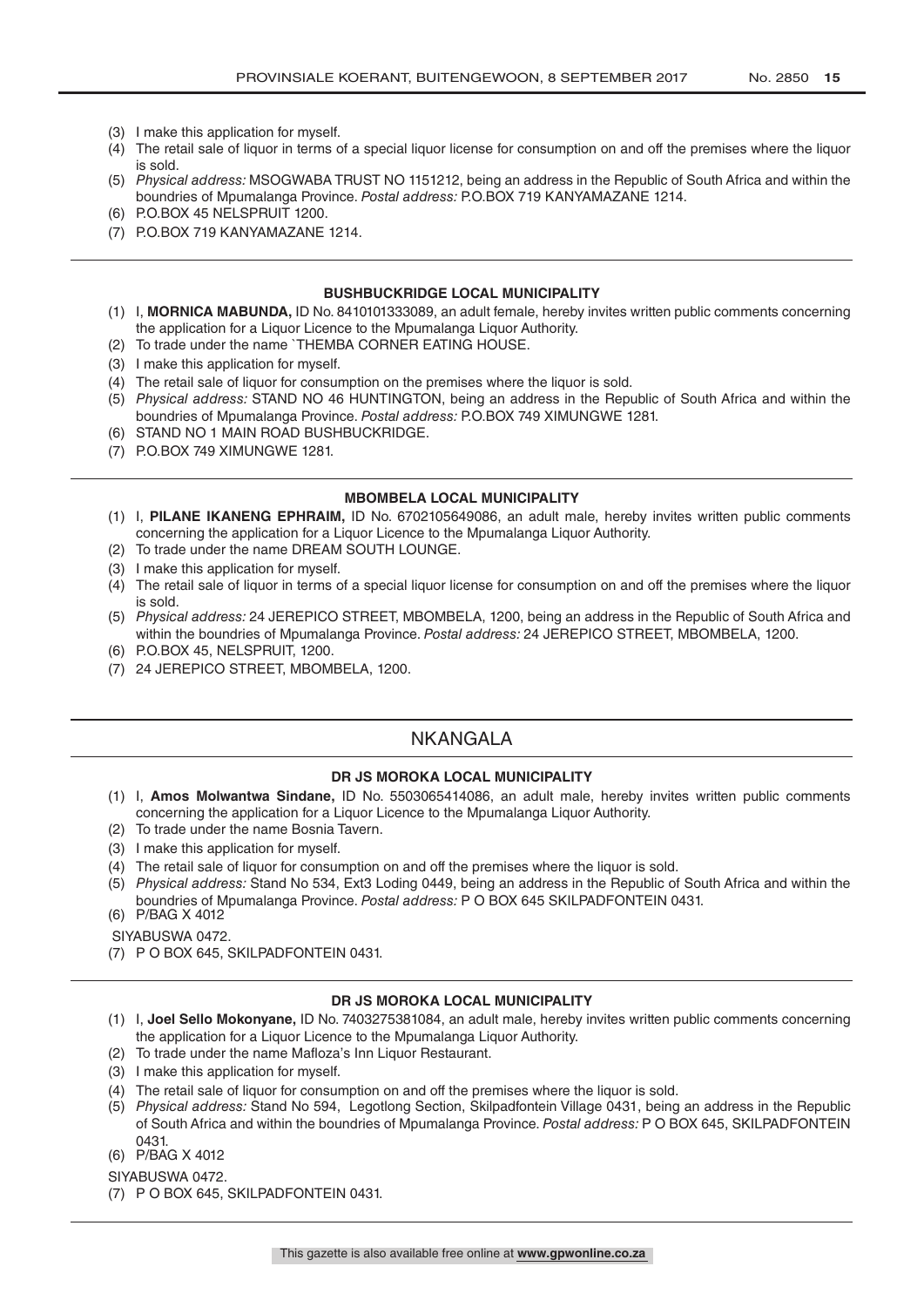(3) I make this application for myself.
(4) The retail sale of liquor in terms of a special liquor license for consumption on and off the premises where the liquor is sold.
(5) *Physical address:* MSOGWABA TRUST NO 1151212, being an address in the Republic of South Africa and within the boundries of Mpumalanga Province. *Postal address:* P.O.BOX 719 KANYAMAZANE 1214.
(6) P.O.BOX 45 NELSPRUIT 1200.
(7) P.O.BOX 719 KANYAMAZANE 1214.

#### BUSHBUCKRIDGE LOCAL MUNICIPALITY

(1) I, **MORNICA MABUNDA,** ID No. 8410101333089, an adult female, hereby invites written public comments concerning the application for a Liquor Licence to the Mpumalanga Liquor Authority.
(2) To trade under the name `THEMBA CORNER EATING HOUSE.
(3) I make this application for myself.
(4) The retail sale of liquor for consumption on the premises where the liquor is sold.
(5) *Physical address:* STAND NO 46 HUNTINGTON, being an address in the Republic of South Africa and within the boundries of Mpumalanga Province. *Postal address:* P.O.BOX 749 XIMUNGWE 1281.
(6) STAND NO 1 MAIN ROAD BUSHBUCKRIDGE.
(7) P.O.BOX 749 XIMUNGWE 1281.

#### MBOMBELA LOCAL MUNICIPALITY

(1) I, **PILANE IKANENG EPHRAIM,** ID No. 6702105649086, an adult male, hereby invites written public comments concerning the application for a Liquor Licence to the Mpumalanga Liquor Authority.
(2) To trade under the name DREAM SOUTH LOUNGE.
(3) I make this application for myself.
(4) The retail sale of liquor in terms of a special liquor license for consumption on and off the premises where the liquor is sold.
(5) *Physical address:* 24 JEREPICO STREET, MBOMBELA, 1200, being an address in the Republic of South Africa and within the boundries of Mpumalanga Province. *Postal address:* 24 JEREPICO STREET, MBOMBELA, 1200.
(6) P.O.BOX 45, NELSPRUIT, 1200.
(7) 24 JEREPICO STREET, MBOMBELA, 1200.

## NKANGALA

#### DR JS MOROKA LOCAL MUNICIPALITY

(1) I, **Amos Molwantwa Sindane,** ID No. 5503065414086, an adult male, hereby invites written public comments concerning the application for a Liquor Licence to the Mpumalanga Liquor Authority.
(2) To trade under the name Bosnia Tavern.
(3) I make this application for myself.
(4) The retail sale of liquor for consumption on and off the premises where the liquor is sold.
(5) *Physical address:* Stand No 534, Ext3 Loding 0449, being an address in the Republic of South Africa and within the boundries of Mpumalanga Province. *Postal address:* P O BOX 645 SKILPADFONTEIN 0431.
(6) P/BAG X 4012
SIYABUSWA 0472.
(7) P O BOX 645, SKILPADFONTEIN 0431.

#### DR JS MOROKA LOCAL MUNICIPALITY

(1) I, **Joel Sello Mokonyane,** ID No. 7403275381084, an adult male, hereby invites written public comments concerning the application for a Liquor Licence to the Mpumalanga Liquor Authority.
(2) To trade under the name Mafloza's Inn Liquor Restaurant.
(3) I make this application for myself.
(4) The retail sale of liquor for consumption on and off the premises where the liquor is sold.
(5) *Physical address:* Stand No 594, Legotlong Section, Skilpadfontein Village 0431, being an address in the Republic of South Africa and within the boundries of Mpumalanga Province. *Postal address:* P O BOX 645, SKILPADFONTEIN 0431.
(6) P/BAG X 4012
SIYABUSWA 0472.
(7) P O BOX 645, SKILPADFONTEIN 0431.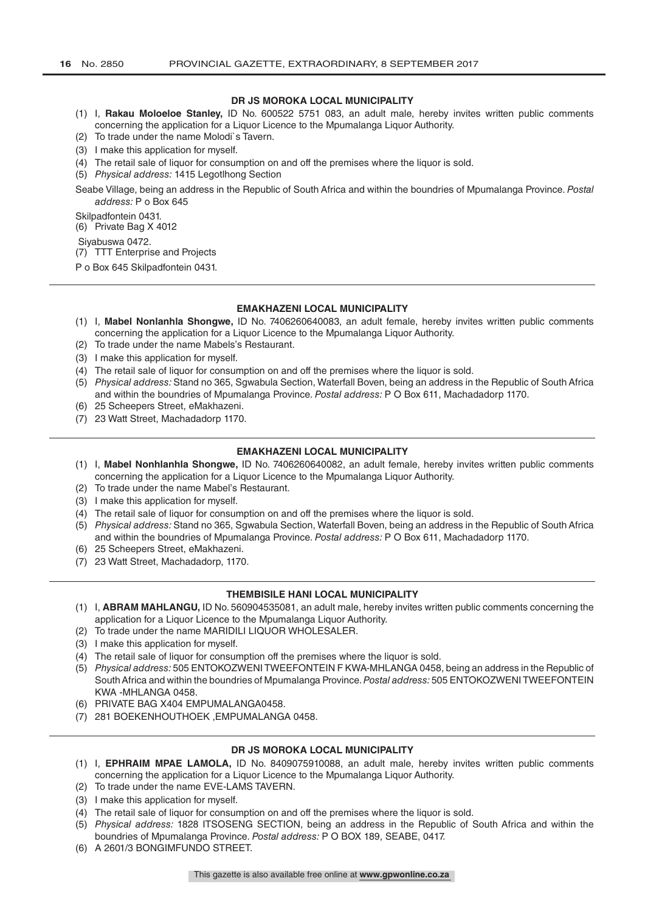### DR JS MOROKA LOCAL MUNICIPALITY

(1) I, **Rakau Moloeloe Stanley,** ID No. 600522 5751 083, an adult male, hereby invites written public comments concerning the application for a Liquor Licence to the Mpumalanga Liquor Authority.
(2) To trade under the name Molodi`s Tavern.
(3) I make this application for myself.
(4) The retail sale of liquor for consumption on and off the premises where the liquor is sold.
(5) *Physical address:* 1415 Legotlhong Section

Seabe Village, being an address in the Republic of South Africa and within the boundries of Mpumalanga Province. *Postal address:* P o Box 645

Skilpadfontein 0431.
(6) Private Bag X 4012

Siyabuswa 0472.
(7) TTT Enterprise and Projects

P o Box 645 Skilpadfontein 0431.

---

### EMAKHAZENI LOCAL MUNICIPALITY

(1) I, **Mabel Nonlanhla Shongwe,** ID No. 7406260640083, an adult female, hereby invites written public comments concerning the application for a Liquor Licence to the Mpumalanga Liquor Authority.
(2) To trade under the name Mabels's Restaurant.
(3) I make this application for myself.
(4) The retail sale of liquor for consumption on and off the premises where the liquor is sold.
(5) *Physical address:* Stand no 365, Sgwabula Section, Waterfall Boven, being an address in the Republic of South Africa and within the boundries of Mpumalanga Province. *Postal address:* P O Box 611, Machadadorp 1170.
(6) 25 Scheepers Street, eMakhazeni.
(7) 23 Watt Street, Machadadorp 1170.

---

### EMAKHAZENI LOCAL MUNICIPALITY

(1) I, **Mabel Nonhlanhla Shongwe,** ID No. 7406260640082, an adult female, hereby invites written public comments concerning the application for a Liquor Licence to the Mpumalanga Liquor Authority.
(2) To trade under the name Mabel's Restaurant.
(3) I make this application for myself.
(4) The retail sale of liquor for consumption on and off the premises where the liquor is sold.
(5) *Physical address:* Stand no 365, Sgwabula Section, Waterfall Boven, being an address in the Republic of South Africa and within the boundries of Mpumalanga Province. *Postal address:* P O Box 611, Machadadorp 1170.
(6) 25 Scheepers Street, eMakhazeni.
(7) 23 Watt Street, Machadadorp, 1170.

---

### THEMBISILE HANI LOCAL MUNICIPALITY

(1) I, **ABRAM MAHLANGU,** ID No. 560904535081, an adult male, hereby invites written public comments concerning the application for a Liquor Licence to the Mpumalanga Liquor Authority.
(2) To trade under the name MARIDILI LIQUOR WHOLESALER.
(3) I make this application for myself.
(4) The retail sale of liquor for consumption off the premises where the liquor is sold.
(5) *Physical address:* 505 ENTOKOZWENI TWEEFONTEIN F KWA-MHLANGA 0458, being an address in the Republic of South Africa and within the boundries of Mpumalanga Province. *Postal address:* 505 ENTOKOZWENI TWEEFONTEIN KWA -MHLANGA 0458.
(6) PRIVATE BAG X404 EMPUMALANGA0458.
(7) 281 BOEKENHOUTHOEK ,EMPUMALANGA 0458.

---

### DR JS MOROKA LOCAL MUNICIPALITY

(1) I, **EPHRAIM MPAE LAMOLA,** ID No. 8409075910088, an adult male, hereby invites written public comments concerning the application for a Liquor Licence to the Mpumalanga Liquor Authority.
(2) To trade under the name EVE-LAMS TAVERN.
(3) I make this application for myself.
(4) The retail sale of liquor for consumption on and off the premises where the liquor is sold.
(5) *Physical address:* 1828 ITSOSENG SECTION, being an address in the Republic of South Africa and within the boundries of Mpumalanga Province. *Postal address:* P O BOX 189, SEABE, 0417.
(6) A 2601/3 BONGIMFUNDO STREET.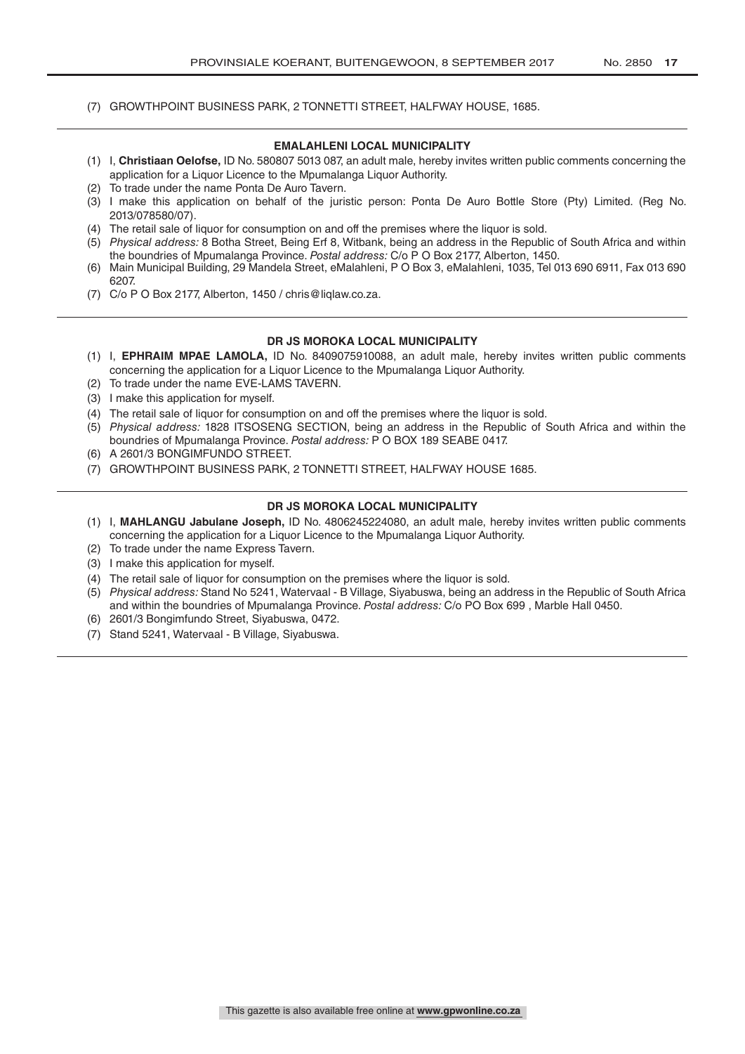(7) GROWTHPOINT BUSINESS PARK, 2 TONNETTI STREET, HALFWAY HOUSE, 1685.

---

**EMALAHLENI LOCAL MUNICIPALITY**

(1) I, **Christiaan Oelofse,** ID No. 580807 5013 087, an adult male, hereby invites written public comments concerning the application for a Liquor Licence to the Mpumalanga Liquor Authority.
(2) To trade under the name Ponta De Auro Tavern.
(3) I make this application on behalf of the juristic person: Ponta De Auro Bottle Store (Pty) Limited. (Reg No. 2013/078580/07).
(4) The retail sale of liquor for consumption on and off the premises where the liquor is sold.
(5) *Physical address:* 8 Botha Street, Being Erf 8, Witbank, being an address in the Republic of South Africa and within the boundries of Mpumalanga Province. *Postal address:* C/o P O Box 2177, Alberton, 1450.
(6) Main Municipal Building, 29 Mandela Street, eMalahleni, P O Box 3, eMalahleni, 1035, Tel 013 690 6911, Fax 013 690 6207.
(7) C/o P O Box 2177, Alberton, 1450 / chris@liqlaw.co.za.

---

**DR JS MOROKA LOCAL MUNICIPALITY**

(1) I, **EPHRAIM MPAE LAMOLA,** ID No. 8409075910088, an adult male, hereby invites written public comments concerning the application for a Liquor Licence to the Mpumalanga Liquor Authority.
(2) To trade under the name EVE-LAMS TAVERN.
(3) I make this application for myself.
(4) The retail sale of liquor for consumption on and off the premises where the liquor is sold.
(5) *Physical address:* 1828 ITSOSENG SECTION, being an address in the Republic of South Africa and within the boundries of Mpumalanga Province. *Postal address:* P O BOX 189 SEABE 0417.
(6) A 2601/3 BONGIMFUNDO STREET.
(7) GROWTHPOINT BUSINESS PARK, 2 TONNETTI STREET, HALFWAY HOUSE 1685.

---

**DR JS MOROKA LOCAL MUNICIPALITY**

(1) I, **MAHLANGU Jabulane Joseph,** ID No. 4806245224080, an adult male, hereby invites written public comments concerning the application for a Liquor Licence to the Mpumalanga Liquor Authority.
(2) To trade under the name Express Tavern.
(3) I make this application for myself.
(4) The retail sale of liquor for consumption on the premises where the liquor is sold.
(5) *Physical address:* Stand No 5241, Watervaal - B Village, Siyabuswa, being an address in the Republic of South Africa and within the boundries of Mpumalanga Province. *Postal address:* C/o PO Box 699 , Marble Hall 0450.
(6) 2601/3 Bongimfundo Street, Siyabuswa, 0472.
(7) Stand 5241, Watervaal - B Village, Siyabuswa.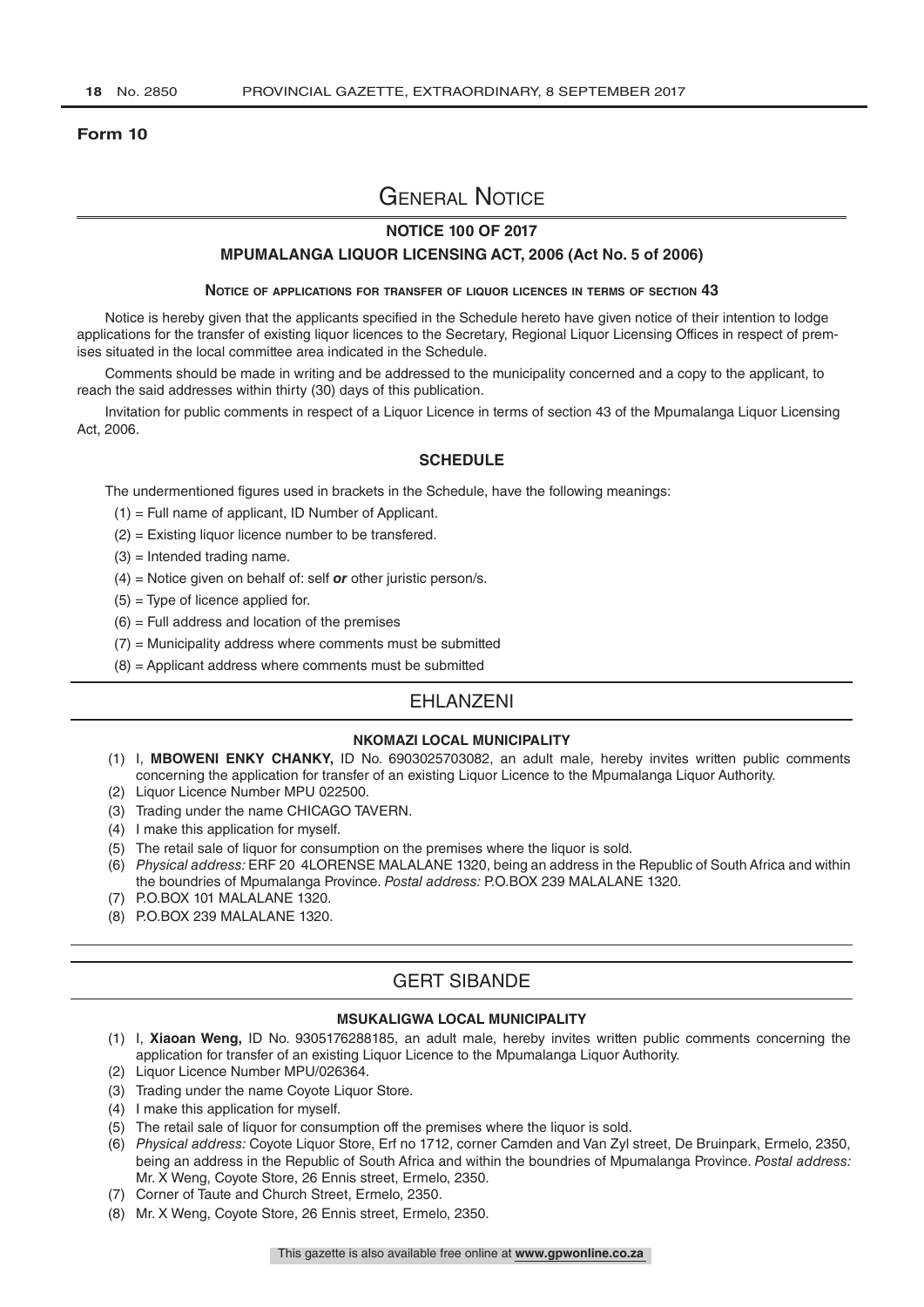**Form 10**

# General Notice

## NOTICE 100 OF 2017

## MPUMALANGA LIQUOR LICENSING ACT, 2006 (Act No. 5 of 2006)

### Notice of applications for transfer of liquor licences in terms of section 43

Notice is hereby given that the applicants specified in the Schedule hereto have given notice of their intention to lodge applications for the transfer of existing liquor licences to the Secretary, Regional Liquor Licensing Offices in respect of premises situated in the local committee area indicated in the Schedule.

Comments should be made in writing and be addressed to the municipality concerned and a copy to the applicant, to reach the said addresses within thirty (30) days of this publication.

Invitation for public comments in respect of a Liquor Licence in terms of section 43 of the Mpumalanga Liquor Licensing Act, 2006.

### SCHEDULE

The undermentioned figures used in brackets in the Schedule, have the following meanings:

(1) = Full name of applicant, ID Number of Applicant.

(2) = Existing liquor licence number to be transfered.

(3) = Intended trading name.

(4) = Notice given on behalf of: self ***or*** other juristic person/s.

(5) = Type of licence applied for.

(6) = Full address and location of the premises

(7) = Municipality address where comments must be submitted

(8) = Applicant address where comments must be submitted

## EHLANZENI

### NKOMAZI LOCAL MUNICIPALITY

(1) I, **MBOWENI ENKY CHANKY,** ID No. 6903025703082, an adult male, hereby invites written public comments concerning the application for transfer of an existing Liquor Licence to the Mpumalanga Liquor Authority.

(2) Liquor Licence Number MPU 022500.

(3) Trading under the name CHICAGO TAVERN.

(4) I make this application for myself.

(5) The retail sale of liquor for consumption on the premises where the liquor is sold.

(6) *Physical address:* ERF 20 4LORENSE MALALANE 1320, being an address in the Republic of South Africa and within the boundries of Mpumalanga Province. *Postal address:* P.O.BOX 239 MALALANE 1320.

(7) P.O.BOX 101 MALALANE 1320.

(8) P.O.BOX 239 MALALANE 1320.

## GERT SIBANDE

### MSUKALIGWA LOCAL MUNICIPALITY

(1) I, **Xiaoan Weng,** ID No. 9305176288185, an adult male, hereby invites written public comments concerning the application for transfer of an existing Liquor Licence to the Mpumalanga Liquor Authority.

(2) Liquor Licence Number MPU/026364.

(3) Trading under the name Coyote Liquor Store.

(4) I make this application for myself.

(5) The retail sale of liquor for consumption off the premises where the liquor is sold.

(6) *Physical address:* Coyote Liquor Store, Erf no 1712, corner Camden and Van Zyl street, De Bruinpark, Ermelo, 2350, being an address in the Republic of South Africa and within the boundries of Mpumalanga Province. *Postal address:* Mr. X Weng, Coyote Store, 26 Ennis street, Ermelo, 2350.

(7) Corner of Taute and Church Street, Ermelo, 2350.

(8) Mr. X Weng, Coyote Store, 26 Ennis street, Ermelo, 2350.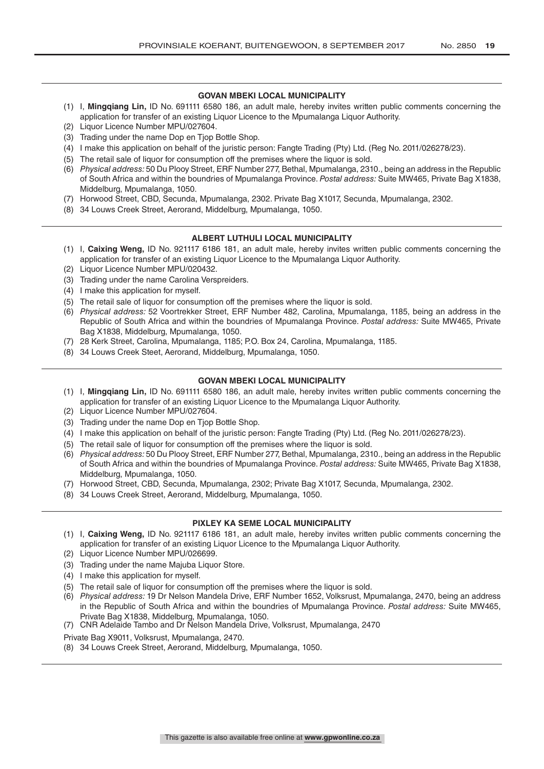## GOVAN MBEKI LOCAL MUNICIPALITY

(1) I, **Mingqiang Lin,** ID No. 691111 6580 186, an adult male, hereby invites written public comments concerning the application for transfer of an existing Liquor Licence to the Mpumalanga Liquor Authority.
(2) Liquor Licence Number MPU/027604.
(3) Trading under the name Dop en Tjop Bottle Shop.
(4) I make this application on behalf of the juristic person: Fangte Trading (Pty) Ltd. (Reg No. 2011/026278/23).
(5) The retail sale of liquor for consumption off the premises where the liquor is sold.
(6) *Physical address:* 50 Du Plooy Street, ERF Number 277, Bethal, Mpumalanga, 2310., being an address in the Republic of South Africa and within the boundries of Mpumalanga Province. *Postal address:* Suite MW465, Private Bag X1838, Middelburg, Mpumalanga, 1050.
(7) Horwood Street, CBD, Secunda, Mpumalanga, 2302. Private Bag X1017, Secunda, Mpumalanga, 2302.
(8) 34 Louws Creek Street, Aerorand, Middelburg, Mpumalanga, 1050.

## ALBERT LUTHULI LOCAL MUNICIPALITY

(1) I, **Caixing Weng,** ID No. 921117 6186 181, an adult male, hereby invites written public comments concerning the application for transfer of an existing Liquor Licence to the Mpumalanga Liquor Authority.
(2) Liquor Licence Number MPU/020432.
(3) Trading under the name Carolina Verspreiders.
(4) I make this application for myself.
(5) The retail sale of liquor for consumption off the premises where the liquor is sold.
(6) *Physical address:* 52 Voortrekker Street, ERF Number 482, Carolina, Mpumalanga, 1185, being an address in the Republic of South Africa and within the boundries of Mpumalanga Province. *Postal address:* Suite MW465, Private Bag X1838, Middelburg, Mpumalanga, 1050.
(7) 28 Kerk Street, Carolina, Mpumalanga, 1185; P.O. Box 24, Carolina, Mpumalanga, 1185.
(8) 34 Louws Creek Steet, Aerorand, Middelburg, Mpumalanga, 1050.

## GOVAN MBEKI LOCAL MUNICIPALITY

(1) I, **Mingqiang Lin,** ID No. 691111 6580 186, an adult male, hereby invites written public comments concerning the application for transfer of an existing Liquor Licence to the Mpumalanga Liquor Authority.
(2) Liquor Licence Number MPU/027604.
(3) Trading under the name Dop en Tjop Bottle Shop.
(4) I make this application on behalf of the juristic person: Fangte Trading (Pty) Ltd. (Reg No. 2011/026278/23).
(5) The retail sale of liquor for consumption off the premises where the liquor is sold.
(6) *Physical address:* 50 Du Plooy Street, ERF Number 277, Bethal, Mpumalanga, 2310., being an address in the Republic of South Africa and within the boundries of Mpumalanga Province. *Postal address:* Suite MW465, Private Bag X1838, Middelburg, Mpumalanga, 1050.
(7) Horwood Street, CBD, Secunda, Mpumalanga, 2302; Private Bag X1017, Secunda, Mpumalanga, 2302.
(8) 34 Louws Creek Street, Aerorand, Middelburg, Mpumalanga, 1050.

## PIXLEY KA SEME LOCAL MUNICIPALITY

(1) I, **Caixing Weng,** ID No. 921117 6186 181, an adult male, hereby invites written public comments concerning the application for transfer of an existing Liquor Licence to the Mpumalanga Liquor Authority.
(2) Liquor Licence Number MPU/026699.
(3) Trading under the name Majuba Liquor Store.
(4) I make this application for myself.
(5) The retail sale of liquor for consumption off the premises where the liquor is sold.
(6) *Physical address:* 19 Dr Nelson Mandela Drive, ERF Number 1652, Volksrust, Mpumalanga, 2470, being an address in the Republic of South Africa and within the boundries of Mpumalanga Province. *Postal address:* Suite MW465, Private Bag X1838, Middelburg, Mpumalanga, 1050.
(7) CNR Adelaide Tambo and Dr Nelson Mandela Drive, Volksrust, Mpumalanga, 2470

Private Bag X9011, Volksrust, Mpumalanga, 2470.

(8) 34 Louws Creek Street, Aerorand, Middelburg, Mpumalanga, 1050.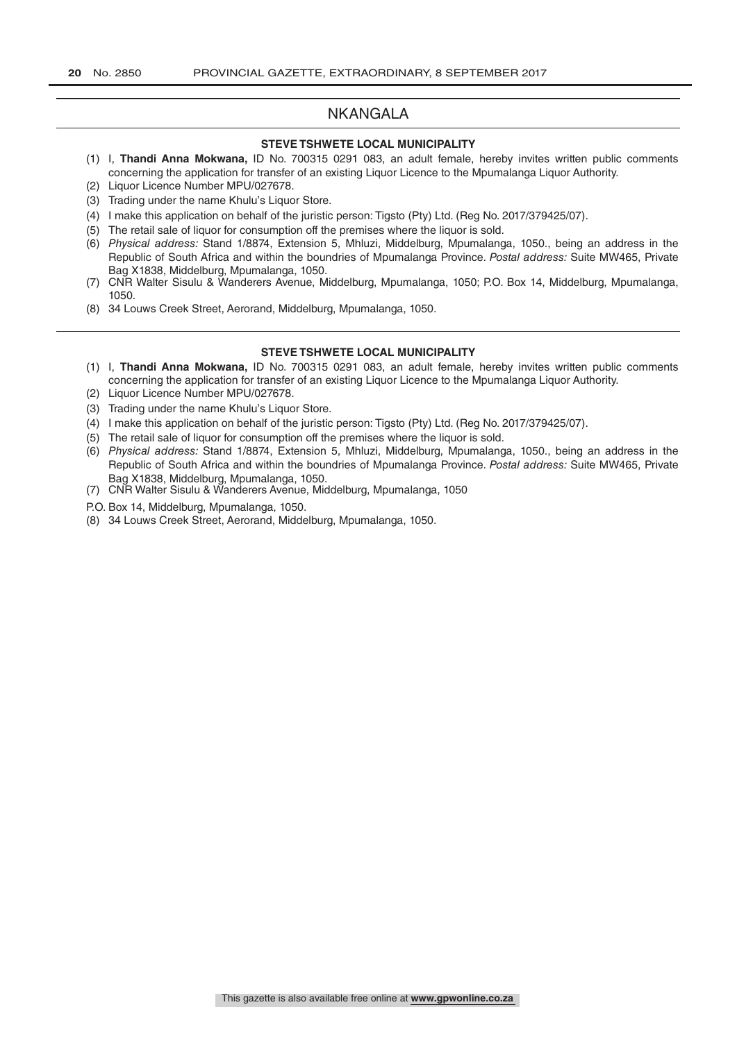## NKANGALA

### STEVE TSHWETE LOCAL MUNICIPALITY

(1) I, **Thandi Anna Mokwana,** ID No. 700315 0291 083, an adult female, hereby invites written public comments concerning the application for transfer of an existing Liquor Licence to the Mpumalanga Liquor Authority.
(2) Liquor Licence Number MPU/027678.
(3) Trading under the name Khulu's Liquor Store.
(4) I make this application on behalf of the juristic person: Tigsto (Pty) Ltd. (Reg No. 2017/379425/07).
(5) The retail sale of liquor for consumption off the premises where the liquor is sold.
(6) *Physical address:* Stand 1/8874, Extension 5, Mhluzi, Middelburg, Mpumalanga, 1050., being an address in the Republic of South Africa and within the boundries of Mpumalanga Province. *Postal address:* Suite MW465, Private Bag X1838, Middelburg, Mpumalanga, 1050.
(7) CNR Walter Sisulu & Wanderers Avenue, Middelburg, Mpumalanga, 1050; P.O. Box 14, Middelburg, Mpumalanga, 1050.
(8) 34 Louws Creek Street, Aerorand, Middelburg, Mpumalanga, 1050.

---

### STEVE TSHWETE LOCAL MUNICIPALITY

(1) I, **Thandi Anna Mokwana,** ID No. 700315 0291 083, an adult female, hereby invites written public comments concerning the application for transfer of an existing Liquor Licence to the Mpumalanga Liquor Authority.
(2) Liquor Licence Number MPU/027678.
(3) Trading under the name Khulu's Liquor Store.
(4) I make this application on behalf of the juristic person: Tigsto (Pty) Ltd. (Reg No. 2017/379425/07).
(5) The retail sale of liquor for consumption off the premises where the liquor is sold.
(6) *Physical address:* Stand 1/8874, Extension 5, Mhluzi, Middelburg, Mpumalanga, 1050., being an address in the Republic of South Africa and within the boundries of Mpumalanga Province. *Postal address:* Suite MW465, Private Bag X1838, Middelburg, Mpumalanga, 1050.
(7) CNR Walter Sisulu & Wanderers Avenue, Middelburg, Mpumalanga, 1050

P.O. Box 14, Middelburg, Mpumalanga, 1050.

(8) 34 Louws Creek Street, Aerorand, Middelburg, Mpumalanga, 1050.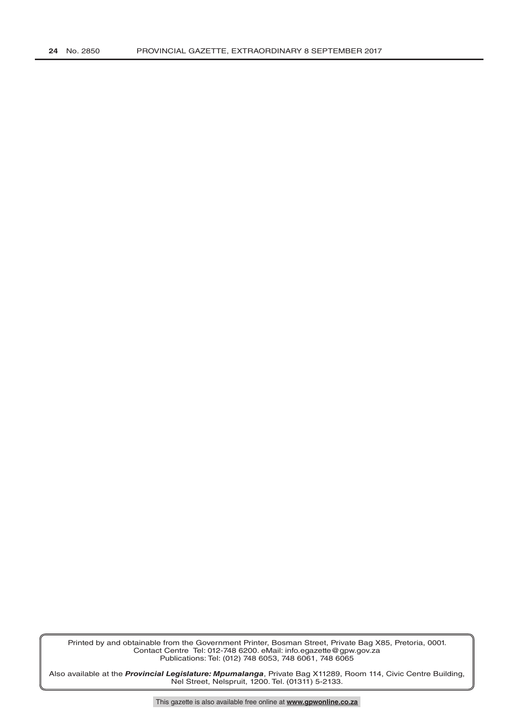Printed by and obtainable from the Government Printer, Bosman Street, Private Bag X85, Pretoria, 0001.
Contact Centre Tel: 012-748 6200. eMail: info.egazette@gpw.gov.za
Publications: Tel: (012) 748 6053, 748 6061, 748 6065

Also available at the ***Provincial Legislature: Mpumalanga***, Private Bag X11289, Room 114, Civic Centre Building, Nel Street, Nelspruit, 1200. Tel. (01311) 5-2133.

This gazette is also available free online at **www.gpwonline.co.za**